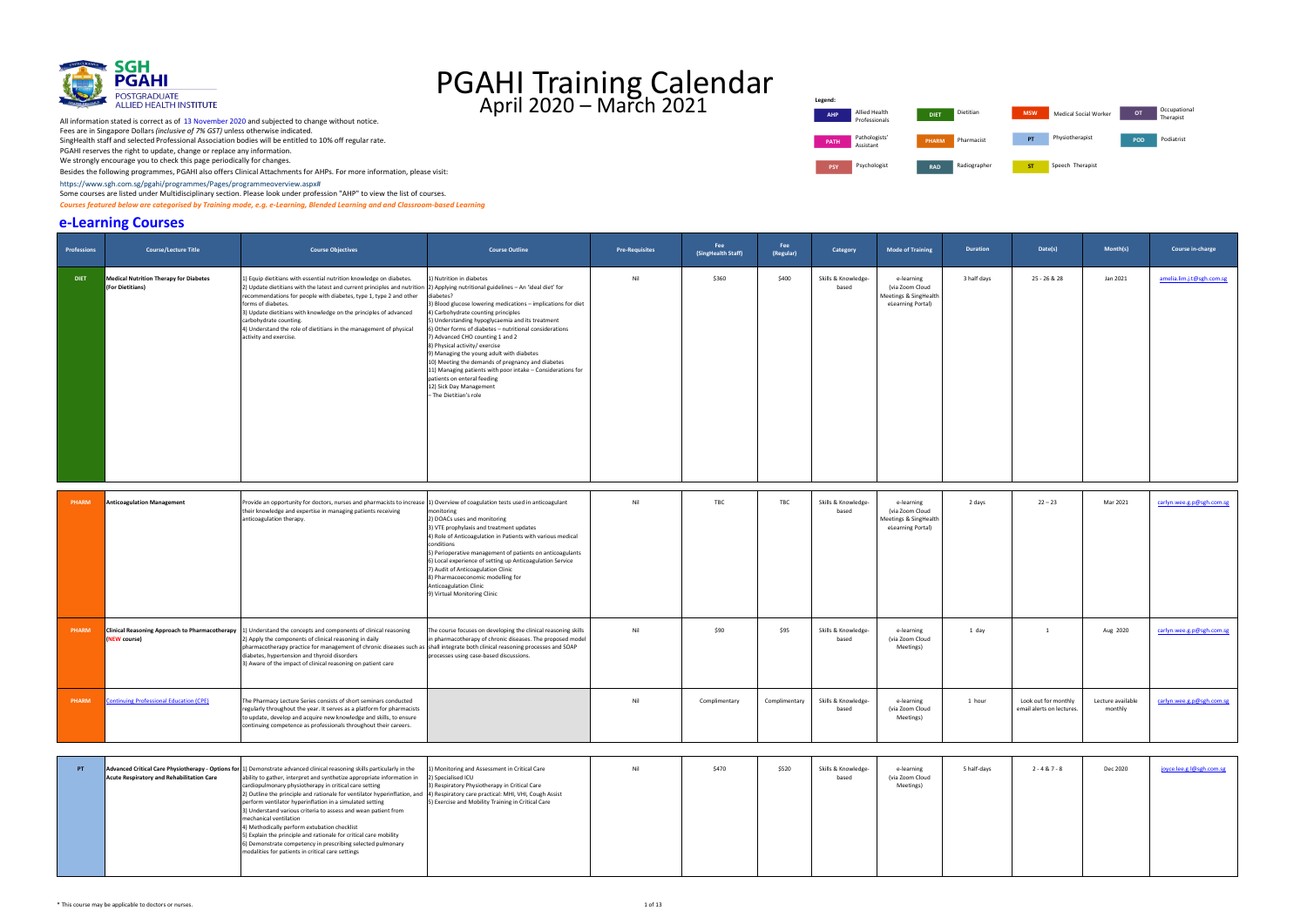# PGAHI Training Calendar
## April 2020 – March 2021

All information stated is correct as of 13 November 2020 and subjected to change without notice.
Fees are in Singapore Dollars *(inclusive of 7% GST)* unless otherwise indicated.
SingHealth staff and selected Professional Association bodies will be entitled to 10% off regular rate.
PGAHI reserves the right to update, change or replace any information.
We strongly encourage you to check this page periodically for changes.
Besides the following programmes, PGAHI also offers Clinical Attachments for AHPs. For more information, please visit:
https://www.sgh.com.sg/pgahi/programmes/Pages/programmeoverview.aspx#
Some courses are listed under Multidisciplinary section. Please look under profession "AHP" to view the list of courses.
***Courses featured below are categorised by Training mode, e.g. e-Learning, Blended Learning and and Classroom-based Learning***

**Legend:**

| Code | Profession |
|---|---|
| AHP | Allied Health Professionals |
| DIET | Dietitian |
| MSW | Medical Social Worker |
| OT | Occupational Therapist |
| PATH | Pathologists' Assistant |
| PHARM | Pharmacist |
| PT | Physiotherapist |
| POD | Podiatrist |
| PSY | Psychologist |
| RAD | Radiographer |
| ST | Speech Therapist |

## e-Learning Courses

| Professions | Course/Lecture Title | Course Objectives | Course Outline | Pre-Requisites | Fee (SingHealth Staff) | Fee (Regular) | Category | Mode of Training | Duration | Date(s) | Month(s) | Course in-charge |
|---|---|---|---|---|---|---|---|---|---|---|---|---|
| DIET | **Medical Nutrition Therapy for Diabetes (For Dietitians)** | 1) Equip dietitians with essential nutrition knowledge on diabetes.<br>2) Update dietitians with the latest and current principles and nutrition recommendations for people with diabetes, type 1, type 2 and other forms of diabetes.<br>3) Update dietitians with knowledge on the principles of advanced carbohydrate counting.<br>4) Understand the role of dietitians in the management of physical activity and exercise. | 1) Nutrition in diabetes<br>2) Applying nutritional guidelines – An 'ideal diet' for diabetes?<br>3) Blood glucose lowering medications – implications for diet<br>4) Carbohydrate counting principles<br>5) Understanding hypoglycaemia and its treatment<br>6) Other forms of diabetes – nutritional considerations<br>7) Advanced CHO counting 1 and 2<br>8) Physical activity/ exercise<br>9) Managing the young adult with diabetes<br>10) Meeting the demands of pregnancy and diabetes<br>11) Managing patients with poor intake – Considerations for patients on enteral feeding<br>12) Sick Day Management – The Dietitian's role | Nil | $360 | $400 | Skills & Knowledge-based | e-learning (via Zoom Cloud Meetings & SingHealth eLearning Portal) | 3 half days | 25 - 26 & 28 | Jan 2021 | amelia.lim.j.t@sgh.com.sg |
| PHARM | **Anticoagulation Management** | Provide an opportunity for doctors, nurses and pharmacists to increase their knowledge and expertise in managing patients receiving anticoagulation therapy. | 1) Overview of coagulation tests used in anticoagulant monitoring<br>2) DOACs uses and monitoring<br>3) VTE prophylaxis and treatment updates<br>4) Role of Anticoagulation in Patients with various medical conditions<br>5) Perioperative management of patients on anticoagulants<br>6) Local experience of setting up Anticoagulation Service<br>7) Audit of Anticoagulation Clinic<br>8) Pharmacoeconomic modelling for Anticoagulation Clinic<br>9) Virtual Monitoring Clinic | Nil | TBC | TBC | Skills & Knowledge-based | e-learning (via Zoom Cloud Meetings & SingHealth eLearning Portal) | 2 days | 22 – 23 | Mar 2021 | carlyn.wee.g.p@sgh.com.sg |
| PHARM | **Clinical Reasoning Approach to Pharmacotherapy (NEW course)** | 1) Understand the concepts and components of clinical reasoning<br>2) Apply the components of clinical reasoning in daily pharmacotherapy practice for management of chronic diseases such as diabetes, hypertension and thyroid disorders<br>3) Aware of the impact of clinical reasoning on patient care | The course focuses on developing the clinical reasoning skills in pharmacotherapy of chronic diseases. The proposed model shall integrate both clinical reasoning processes and SOAP processes using case-based discussions. | Nil | $90 | $95 | Skills & Knowledge-based | e-learning (via Zoom Cloud Meetings) | 1 day | 1 | Aug 2020 | carlyn.wee.g.p@sgh.com.sg |
| PHARM | Continuing Professional Education (CPE) | The Pharmacy Lecture Series consists of short seminars conducted regularly throughout the year. It serves as a platform for pharmacists to update, develop and acquire new knowledge and skills, to ensure continuing competence as professionals throughout their careers. | | Nil | Complimentary | Complimentary | Skills & Knowledge-based | e-learning (via Zoom Cloud Meetings) | 1 hour | Look out for monthly email alerts on lectures. | Lecture available monthly | carlyn.wee.g.p@sgh.com.sg |
| PT | **Advanced Critical Care Physiotherapy - Options for Acute Respiratory and Rehabilitation Care** | 1) Demonstrate advanced clinical reasoning skills particularly in the ability to gather, interpret and synthetize appropriate information in cardiopulmonary physiotherapy in critical care setting<br>2) Outline the principle and rationale for ventilator hyperinflation, and perform ventilator hyperinflation in a simulated setting<br>3) Understand various criteria to assess and wean patient from mechanical ventilation<br>4) Methodically perform extubation checklist<br>5) Explain the principle and rationale for critical care mobility<br>6) Demonstrate competency in prescribing selected pulmonary modalities for patients in critical care settings | 1) Monitoring and Assessment in Critical Care<br>2) Specialised ICU<br>3) Respiratory Physiotherapy in Critical Care<br>4) Respiratory care practical: MHI, VHI, Cough Assist<br>5) Exercise and Mobility Training in Critical Care | Nil | $470 | $520 | Skills & Knowledge-based | e-learning (via Zoom Cloud Meetings) | 5 half-days | 2 - 4 & 7 - 8 | Dec 2020 | joyce.lee.g.l@sgh.com.sg |

\* This course may be applicable to doctors or nurses.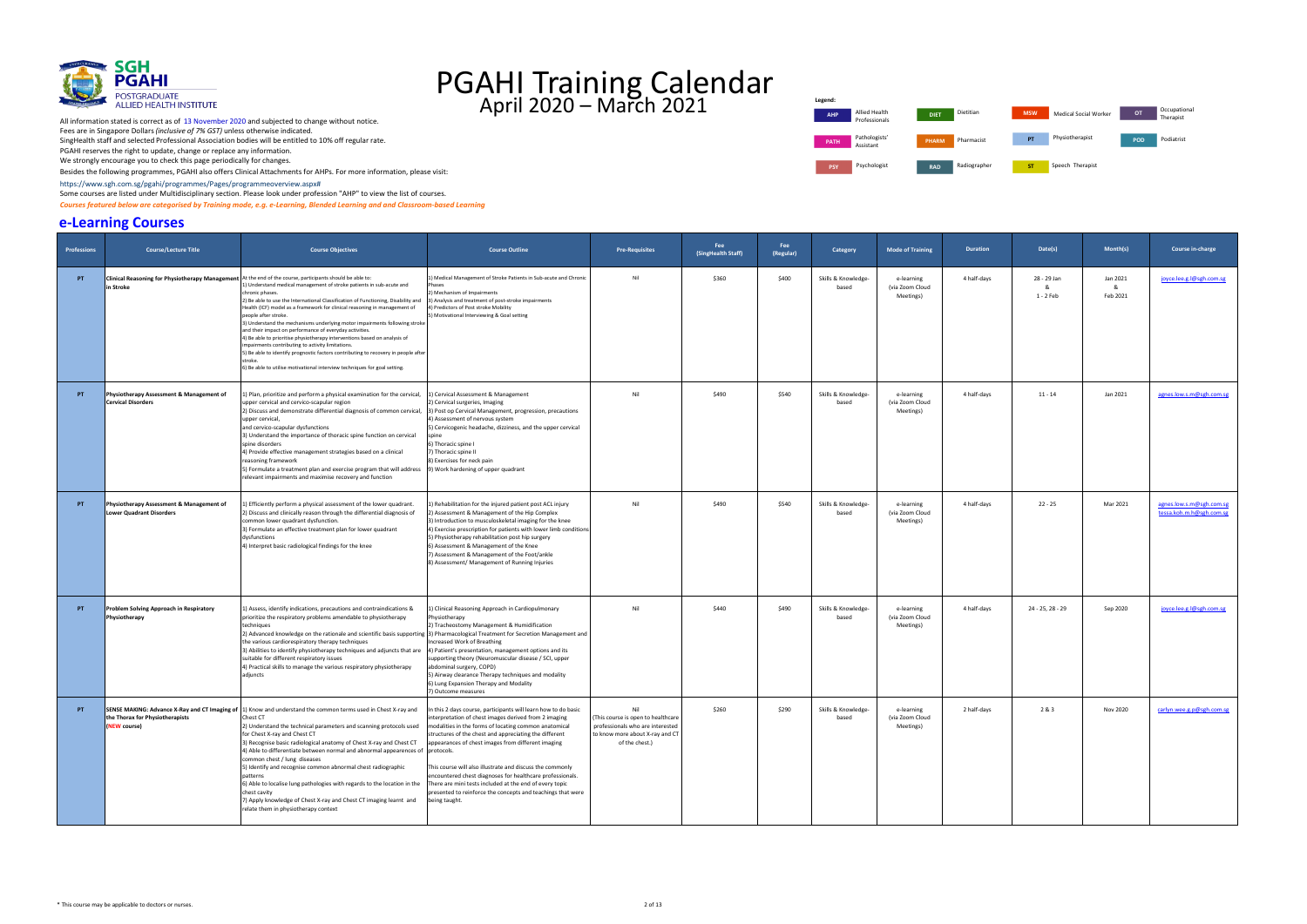# PGAHI Training Calendar

## April 2020 – March 2021

SGH PGAHI POSTGRADUATE ALLIED HEALTH INSTITUTE

All information stated is correct as of 13 November 2020 and subjected to change without notice.
Fees are in Singapore Dollars *(inclusive of 7% GST)* unless otherwise indicated.
SingHealth staff and selected Professional Association bodies will be entitled to 10% off regular rate.
PGAHI reserves the right to update, change or replace any information.
We strongly encourage you to check this page periodically for changes.
Besides the following programmes, PGAHI also offers Clinical Attachments for AHPs. For more information, please visit:
https://www.sgh.com.sg/pgahi/programmes/Pages/programmeoverview.aspx#
Some courses are listed under Multidisciplinary section. Please look under profession "AHP" to view the list of courses.
*Courses featured below are categorised by Training mode, e.g. e-Learning, Blended Learning and Classroom-based Learning*

**Legend:**

| Code | Profession |
|---|---|
| AHP | Allied Health Professionals |
| DIET | Dietitian |
| MSW | Medical Social Worker |
| OT | Occupational Therapist |
| PATH | Pathologists' Assistant |
| PHARM | Pharmacist |
| PT | Physiotherapist |
| POD | Podiatrist |
| PSY | Psychologist |
| RAD | Radiographer |
| ST | Speech Therapist |

## e-Learning Courses

| Professions | Course/Lecture Title | Course Objectives | Course Outline | Pre-Requisites | Fee (SingHealth Staff) | Fee (Regular) | Category | Mode of Training | Duration | Date(s) | Month(s) | Course in-charge |
|---|---|---|---|---|---|---|---|---|---|---|---|---|
| PT | Clinical Reasoning for Physiotherapy Management in Stroke | At the end of the course, participants should be able to:<br>1) Understand medical management of stroke patients in sub-acute and chronic phases.<br>2) Be able to use the International Classification of Functioning, Disability and Health (ICF) model as a framework for clinical reasoning in management of people after stroke.<br>3) Understand the mechanisms underlying motor impairments following stroke and their impact on performance of everyday activities.<br>4) Be able to prioritise physiotherapy interventions based on analysis of impairments contributing to activity limitations.<br>5) Be able to identify prognostic factors contributing to recovery in people after stroke.<br>6) Be able to utilise motivational interview techniques for goal setting. | 1) Medical Management of Stroke Patients in Sub-acute and Chronic Phases<br>2) Mechanism of Impairments<br>3) Analysis and treatment of post-stroke impairments<br>4) Predictors of Post stroke Mobility<br>5) Motivational Interviewing & Goal setting | Nil | $360 | $400 | Skills & Knowledge-based | e-learning (via Zoom Cloud Meetings) | 4 half-days | 28 - 29 Jan & 1 - 2 Feb | Jan 2021 & Feb 2021 | joyce.lee.g.l@sgh.com.sg |
| PT | Physiotherapy Assessment & Management of Cervical Disorders | 1) Plan, prioritize and perform a physical examination for the cervical, upper cervical and cervico-scapular region<br>2) Discuss and demonstrate differential diagnosis of common cervical, upper cervical, and cervico-scapular dysfunctions<br>3) Understand the importance of thoracic spine function on cervical spine disorders<br>4) Provide effective management strategies based on a clinical reasoning framework<br>5) Formulate a treatment plan and exercise program that will address relevant impairments and maximise recovery and function | 1) Cervical Assessment & Management<br>2) Cervical surgeries, Imaging<br>3) Post op Cervical Management, progression, precautions<br>4) Assessment of nervous system<br>5) Cervicogenic headache, dizziness, and the upper cervical spine<br>6) Thoracic spine I<br>7) Thoracic spine II<br>8) Exercises for neck pain<br>9) Work hardening of upper quadrant | Nil | $490 | $540 | Skills & Knowledge-based | e-learning (via Zoom Cloud Meetings) | 4 half-days | 11 - 14 | Jan 2021 | agnes.low.s.m@sgh.com.sg |
| PT | Physiotherapy Assessment & Management of Lower Quadrant Disorders | 1) Efficiently perform a physical assessment of the lower quadrant.<br>2) Discuss and clinically reason through the differential diagnosis of common lower quadrant dysfunction.<br>3) Formulate an effective treatment plan for lower quadrant dysfunctions<br>4) Interpret basic radiological findings for the knee | 1) Rehabilitation for the injured patient post ACL injury<br>2) Assessment & Management of the Hip Complex<br>3) Introduction to musculoskeletal imaging for the knee<br>4) Exercise prescription for patients with lower limb conditions<br>5) Physiotherapy rehabilitation post hip surgery<br>6) Assessment & Management of the Knee<br>7) Assessment & Management of the Foot/ankle<br>8) Assessment/ Management of Running Injuries | Nil | $490 | $540 | Skills & Knowledge-based | e-learning (via Zoom Cloud Meetings) | 4 half-days | 22 - 25 | Mar 2021 | agnes.low.s.m@sgh.com.sg tessa.koh.m.h@sgh.com.sg |
| PT | Problem Solving Approach in Respiratory Physiotherapy | 1) Assess, identify indications, precautions and contraindications & prioritize the respiratory problems amendable to physiotherapy techniques<br>2) Advanced knowledge on the rationale and scientific basis supporting the various cardiorespiratory therapy techniques<br>3) Abilities to identify physiotherapy techniques and adjuncts that are suitable for different respiratory issues<br>4) Practical skills to manage the various respiratory physiotherapy adjuncts | 1) Clinical Reasoning Approach in Cardiopulmonary Physiotherapy<br>2) Tracheostomy Management & Humidification<br>3) Pharmacological Treatment for Secretion Management and Increased Work of Breathing<br>4) Patient's presentation, management options and its supporting theory (Neuromuscular disease / SCI, upper abdominal surgery, COPD)<br>5) Airway clearance Therapy techniques and modality<br>6) Lung Expansion Therapy and Modality<br>7) Outcome measures | Nil | $440 | $490 | Skills & Knowledge-based | e-learning (via Zoom Cloud Meetings) | 4 half-days | 24 - 25, 28 - 29 | Sep 2020 | joyce.lee.g.l@sgh.com.sg |
| PT | SENSE MAKING: Advance X-Ray and CT Imaging of the Thorax for Physiotherapists (NEW course) | 1) Know and understand the common terms used in Chest X-ray and Chest CT<br>2) Understand the technical parameters and scanning protocols used for Chest X-ray and Chest CT<br>3) Recognise basic radiological anatomy of Chest X-ray and Chest CT<br>4) Able to differentiate between normal and abnormal appearences of common chest / lung diseases<br>5) Identify and recognise common abnormal chest radiographic patterns<br>6) Able to localise lung pathologies with regards to the location in the chest cavity<br>7) Apply knowledge of Chest X-ray and Chest CT imaging learnt and relate them in physiotherapy context | In this 2 days course, participants will learn how to do basic interpretation of chest images derived from 2 imaging modalities in the forms of locating common anatomical structures of the chest and appreciating the different appearances of chest images from different imaging protocols.<br><br>This course will also illustrate and discuss the commonly encountered chest diagnoses for healthcare professionals. There are mini tests included at the end of every topic presented to reinforce the concepts and teachings that were being taught. | Nil (This course is open to healthcare professionals who are interested to know more about X-ray and CT of the chest.) | $260 | $290 | Skills & Knowledge-based | e-learning (via Zoom Cloud Meetings) | 2 half-days | 2 & 3 | Nov 2020 | carlyn.wee.g.p@sgh.com.sg |

\* This course may be applicable to doctors or nurses.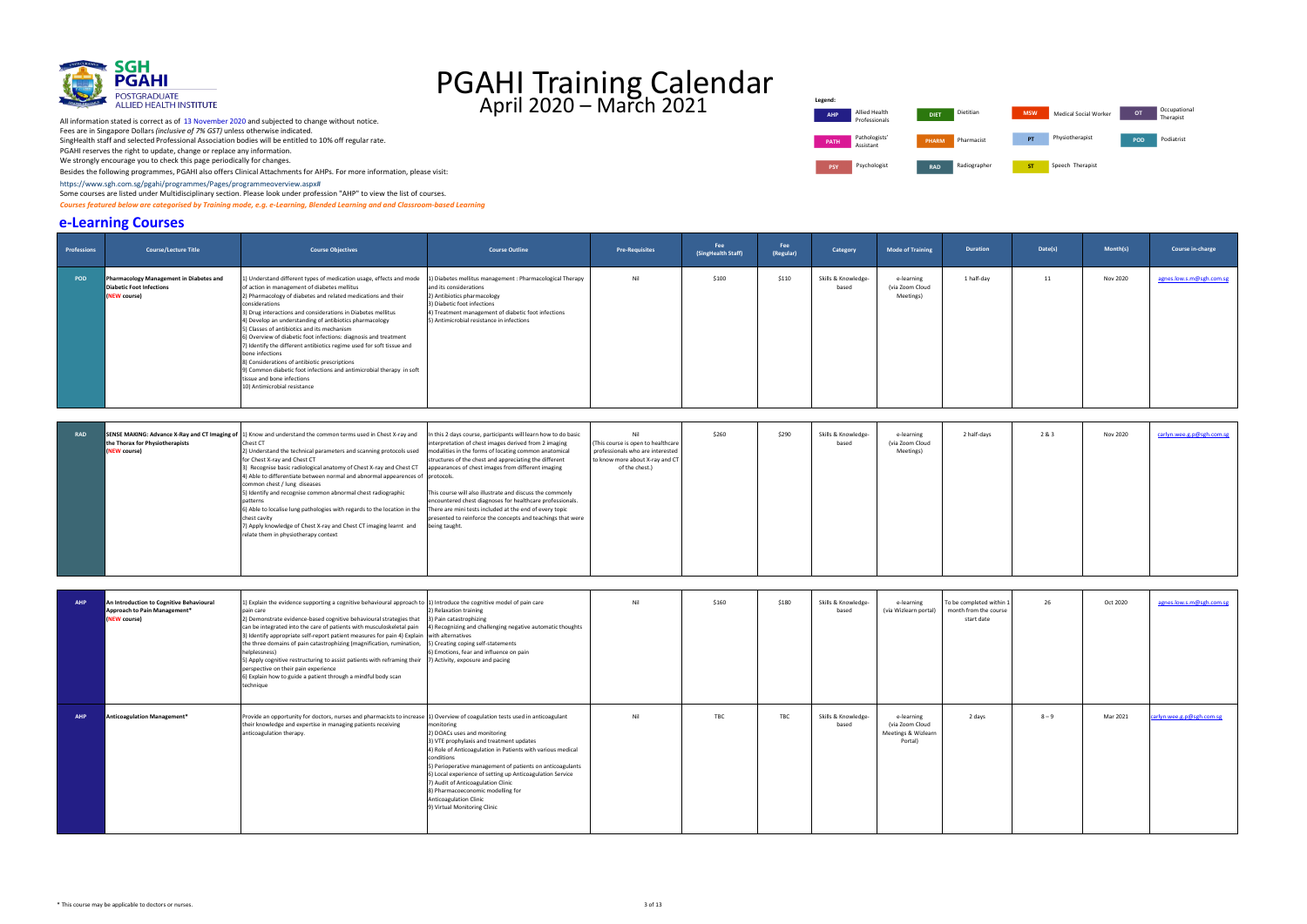# PGAHI Training Calendar

April 2020 – March 2021

SGH PGAHI POSTGRADUATE ALLIED HEALTH INSTITUTE

All information stated is correct as of 13 November 2020 and subjected to change without notice.
Fees are in Singapore Dollars *(inclusive of 7% GST)* unless otherwise indicated.
SingHealth staff and selected Professional Association bodies will be entitled to 10% off regular rate.
PGAHI reserves the right to update, change or replace any information.
We strongly encourage you to check this page periodically for changes.
Besides the following programmes, PGAHI also offers Clinical Attachments for AHPs. For more information, please visit:
https://www.sgh.com.sg/pgahi/programmes/Pages/programmeoverview.aspx#
Some courses are listed under Multidisciplinary section. Please look under profession "AHP" to view the list of courses.
***Courses featured below are categorised by Training mode, e.g. e-Learning, Blended Learning and and Classroom-based Learning***

**Legend:**

| Code | Profession | Code | Profession | Code | Profession | Code | Profession |
|---|---|---|---|---|---|---|---|
| AHP | Allied Health Professionals | DIET | Dietitian | MSW | Medical Social Worker | OT | Occupational Therapist |
| PATH | Pathologists' Assistant | PHARM | Pharmacist | PT | Physiotherapist | POD | Podiatrist |
| PSY | Psychologist | RAD | Radiographer | ST | Speech Therapist | | |

## e-Learning Courses

| Professions | Course/Lecture Title | Course Objectives | Course Outline | Pre-Requisites | Fee (SingHealth Staff) | Fee (Regular) | Category | Mode of Training | Duration | Date(s) | Month(s) | Course in-charge |
|---|---|---|---|---|---|---|---|---|---|---|---|---|
| POD | **Pharmacology Management in Diabetes and Diabetic Foot Infections** (NEW course) | 1) Understand different types of medication usage, effects and mode of action in management of diabetes mellitus<br>2) Pharmacology of diabetes and related medications and their considerations<br>3) Drug interactions and considerations in Diabetes mellitus<br>4) Develop an understanding of antibiotics pharmacology<br>5) Classes of antibiotics and its mechanism<br>6) Overview of diabetic foot infections: diagnosis and treatment<br>7) Identify the different antibiotics regime used for soft tissue and bone infections<br>8) Considerations of antibiotic prescriptions<br>9) Common diabetic foot infections and antimicrobial therapy in soft tissue and bone infections<br>10) Antimicrobial resistance | 1) Diabetes mellitus management : Pharmacological Therapy and its considerations<br>2) Antibiotics pharmacology<br>3) Diabetic foot infections<br>4) Treatment management of diabetic foot infections<br>5) Antimicrobial resistance in infections | Nil | $100 | $110 | Skills & Knowledge-based | e-learning (via Zoom Cloud Meetings) | 1 half-day | 11 | Nov 2020 | agnes.low.s.m@sgh.com.sg |
| RAD | **SENSE MAKING: Advance X-Ray and CT Imaging of the Thorax for Physiotherapists** (NEW course) | 1) Know and understand the common terms used in Chest X-ray and Chest CT<br>2) Understand the technical parameters and scanning protocols used for Chest X-ray and Chest CT<br>3) Recognise basic radiological anatomy of Chest X-ray and Chest CT<br>4) Able to differentiate between normal and abnormal appearences of common chest / lung diseases<br>5) Identify and recognise common abnormal chest radiographic patterns<br>6) Able to localise lung pathologies with regards to the location in the chest cavity<br>7) Apply knowledge of Chest X-ray and Chest CT imaging learnt and relate them in physiotherapy context | In this 2 days course, participants will learn how to do basic interpretation of chest images derived from 2 imaging modalities in the forms of locating common anatomical structures of the chest and appreciating the different appearances of chest images from different imaging protocols.<br><br>This course will also illustrate and discuss the commonly encountered chest diagnoses for healthcare professionals. There are mini tests included at the end of every topic presented to reinforce the concepts and teachings that were being taught. | Nil<br>(This course is open to healthcare professionals who are interested to know more about X-ray and CT of the chest.) | $260 | $290 | Skills & Knowledge-based | e-learning (via Zoom Cloud Meetings) | 2 half-days | 2 & 3 | Nov 2020 | carlyn.wee.g.p@sgh.com.sg |
| AHP | **An Introduction to Cognitive Behavioural Approach to Pain Management*** (NEW course) | 1) Explain the evidence supporting a cognitive behavioural approach to pain care<br>2) Demonstrate evidence-based cognitive behavioural strategies that can be integrated into the care of patients with musculoskeletal pain<br>3) Identify appropriate self-report patient measures for pain 4) Explain the three domains of pain catastrophizing (magnification, rumination, helplessness)<br>5) Apply cognitive restructuring to assist patients with reframing their perspective on their pain experience<br>6) Explain how to guide a patient through a mindful body scan technique | 1) Introduce the cognitive model of pain care<br>2) Relaxation training<br>3) Pain catastrophizing<br>4) Recognizing and challenging negative automatic thoughts with alternatives<br>5) Creating coping self-statements<br>6) Emotions, fear and influence on pain<br>7) Activity, exposure and pacing | Nil | $160 | $180 | Skills & Knowledge-based | e-learning (via Wizlearn portal) | To be completed within 1 month from the course start date | 26 | Oct 2020 | agnes.low.s.m@sgh.com.sg |
| AHP | **Anticoagulation Management*** | Provide an opportunity for doctors, nurses and pharmacists to increase their knowledge and expertise in managing patients receiving anticoagulation therapy. | 1) Overview of coagulation tests used in anticoagulant monitoring<br>2) DOACs uses and monitoring<br>3) VTE prophylaxis and treatment updates<br>4) Role of Anticoagulation in Patients with various medical conditions<br>5) Perioperative management of patients on anticoagulants<br>6) Local experience of setting up Anticoagulation Service<br>7) Audit of Anticoagulation Clinic<br>8) Pharmacoeconomic modelling for Anticoagulation Clinic<br>9) Virtual Monitoring Clinic | Nil | TBC | TBC | Skills & Knowledge-based | e-learning (via Zoom Cloud Meetings & Wizlearn Portal) | 2 days | 8 – 9 | Mar 2021 | carlyn.wee.g.p@sgh.com.sg |

\* This course may be applicable to doctors or nurses.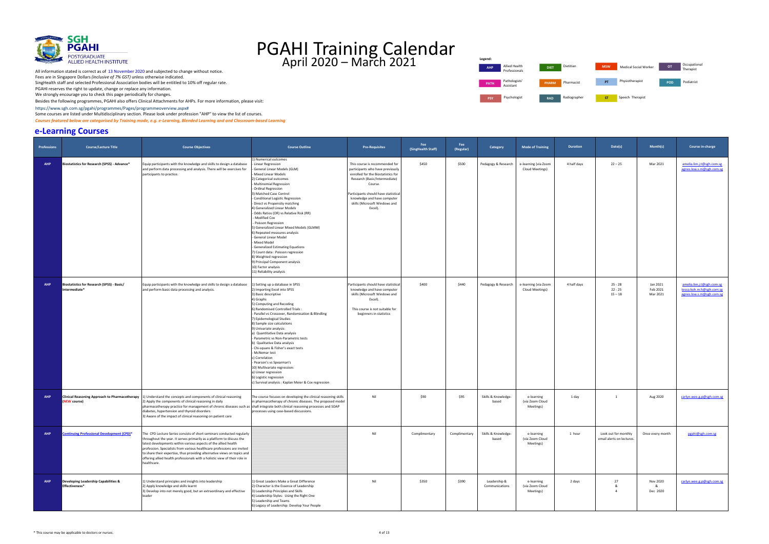# PGAHI Training Calendar
## April 2020 – March 2021

SGH PGAHI POSTGRADUATE ALLIED HEALTH INSTITUTE

All information stated is correct as of 13 November 2020 and subjected to change without notice.
Fees are in Singapore Dollars *(inclusive of 7% GST)* unless otherwise indicated.
SingHealth staff and selected Professional Association bodies will be entitled to 10% off regular rate.
PGAHI reserves the right to update, change or replace any information.
We strongly encourage you to check this page periodically for changes.
Besides the following programmes, PGAHI also offers Clinical Attachments for AHPs. For more information, please visit:
https://www.sgh.com.sg/pgahi/programmes/Pages/programmeoverview.aspx#
Some courses are listed under Multidisciplinary section. Please look under profession "AHP" to view the list of courses.
***Courses featured below are categorised by Training mode, e.g. e-Learning, Blended Learning and and Classroom-based Learning***

**Legend:**

| Code | Profession | Code | Profession | Code | Profession | Code | Profession |
|---|---|---|---|---|---|---|---|
| AHP | Allied Health Professionals | DIET | Dietitian | MSW | Medical Social Worker | OT | Occupational Therapist |
| PATH | Pathologists' Assistant | PHARM | Pharmacist | PT | Physiotherapist | POD | Podiatrist |
| PSY | Psychologist | RAD | Radiographer | ST | Speech Therapist | | |

## e-Learning Courses

| Professions | Course/Lecture Title | Course Objectives | Course Outline | Pre-Requisites | Fee (SingHealth Staff) | Fee (Regular) | Category | Mode of Training | Duration | Date(s) | Month(s) | Course in-charge |
|---|---|---|---|---|---|---|---|---|---|---|---|---|
| AHP | **Biostatistics for Research (SPSS) - Advance*** | Equip participants with the knowledge and skills to design a database and perform data processing and analysis. There will be exercises for participants to practice. | 1) Numerical outcomes<br>- Linear Regression<br>- General Linear Models (GLM)<br>- Mixed Linear Models<br>2) Categorical outcomes<br>- Multinomial Regression<br>- Ordinal Regression<br>3) Matched Case Control<br>- Conditional Logistic Regression<br>- Direct vs Propensity matching<br>4) Generalized Linear Models<br>- Odds Ratios (OR) vs Relative Risk (RR)<br>- Modified Cox<br>- Poisson Regression<br>5) Generalized Linear Mixed Models (GLMM)<br>6) Repeated measures analysis<br>- General Linear Model<br>- Mixed Model<br>- Generalized Estimating Equations<br>7) Count data : Poisson regression<br>8) Weighted regression<br>9) Principal Component analysis<br>10) Factor analysis<br>11) Reliability analysis | This course is recommended for participants who have previously enrolled for the Biostatistics for Research (Basic/Intermediate) Course.<br><br>Participants should have statistical knowledge and have computer skills (Microsoft Windows and Excel). | $450 | $500 | Pedagogy & Research | e-learning (via Zoom Cloud Meetings) | 4 half days | 22 – 25 | Mar 2021 | amelia.lim.j.t@sgh.com.sg<br>agnes.low.s.m@sgh.com.sg |
| AHP | **Biostatistics for Research (SPSS) - Basic/ Intermediate*** | Equip participants with the knowledge and skills to design a database and perform basic data processing and analysis. | 1) Setting up a database in SPSS<br>2) Importing Excel into SPSS<br>3) Basic descriptive<br>4) Graphs<br>5) Computing and Recoding<br>6) Randomised Controlled Trials :<br>- Parallel vs Crossover, Randomisation & Blindling<br>7) Epidemological Studies<br>8) Sample size calculations<br>9) Univariate analysis:<br>a) Quantitative Data analysis<br>- Parametric vs Non-Parametric tests<br>b) Qualitative Data analysis<br>- Chi-square & Fisher's exact tests<br>- McNemar test<br>c) Correlation<br>- Pearson's vs Spearman's<br>10) Multivariate regression:<br>a) Linear regression<br>b) Logistic regression<br>c) Survival analysis : Kaplan Meier & Cox regression | Participants should have statistical knowledge and have computer skills (Microsoft Windows and Excel).<br><br>This course is not suitable for beginners in statistics | $400 | $440 | Pedagogy & Research | e-learning (via Zoom Cloud Meetings) | 4 half days | 25 - 28<br>22 - 25<br>15 – 18 | Jan 2021<br>Feb 2021<br>Mar 2021 | amelia.lim.j.t@sgh.com.sg<br>tessa.koh.m.h@sgh.com.sg<br>agnes.low.s.m@sgh.com.sg |
| AHP | **Clinical Reasoning Approach to Pharmacotherapy (NEW course)** | 1) Understand the concepts and components of clinical reasoning<br>2) Apply the components of clinical reasoning in daily pharmacotherapy practice for management of chronic diseases such as diabetes, hypertension and thyroid disorders<br>3) Aware of the impact of clinical reasoning on patient care | The course focuses on developing the clinical reasoning skills in pharmacotherapy of chronic diseases. The proposed model shall integrate both clinical reasoning processes and SOAP processes using case-based discussions. | Nil | $90 | $95 | Skills & Knowledge-based | e-learning (via Zoom Cloud Meetings) | 1 day | 1 | Aug 2020 | carlyn.wee.g.p@sgh.com.sg |
| AHP | **Continuing Professional Development (CPD)*** | The CPD Lecture Series consists of short seminars conducted regularly throughout the year. It serves primarily as a platform to discuss the latest developments within various aspects of the allied health profession. Specialists from various healthcare professions are invited to share their expertise, thus providing alternative views on topics and offering allied health professionals with a holistic view of their role in healthcare. | | Nil | Complimentary | Complimentary | Skills & Knowledge-based | e-learning (via Zoom Cloud Meetings) | 1 hour | Look out for monthly email alerts on lectures. | Once every month | pgahi@sgh.com.sg |
| AHP | **Developing Leadership Capabilities & Effectiveness*** | 1) Understand principles and insights into leadership<br>2) Apply knowledge and skills learnt<br>3) Develop into not merely good, but an extraordinary and effective leader | 1) Great Leaders Make a Great Difference<br>2) Character is the Essence of Leadership<br>3) Leadership Principles and Skills<br>4) Leadership Styles: Using the Right One<br>5) Leadership and Teams<br>6) Legacy of Leadership: Develop Your People | Nil | $350 | $390 | Leadership & Communications | e-learning (via Zoom Cloud Meetings) | 2 days | 27<br>&<br>4 | Nov 2020<br>&<br>Dec 2020 | carlyn.wee.g.p@sgh.com.sg |

\* This course may be applicable to doctors or nurses.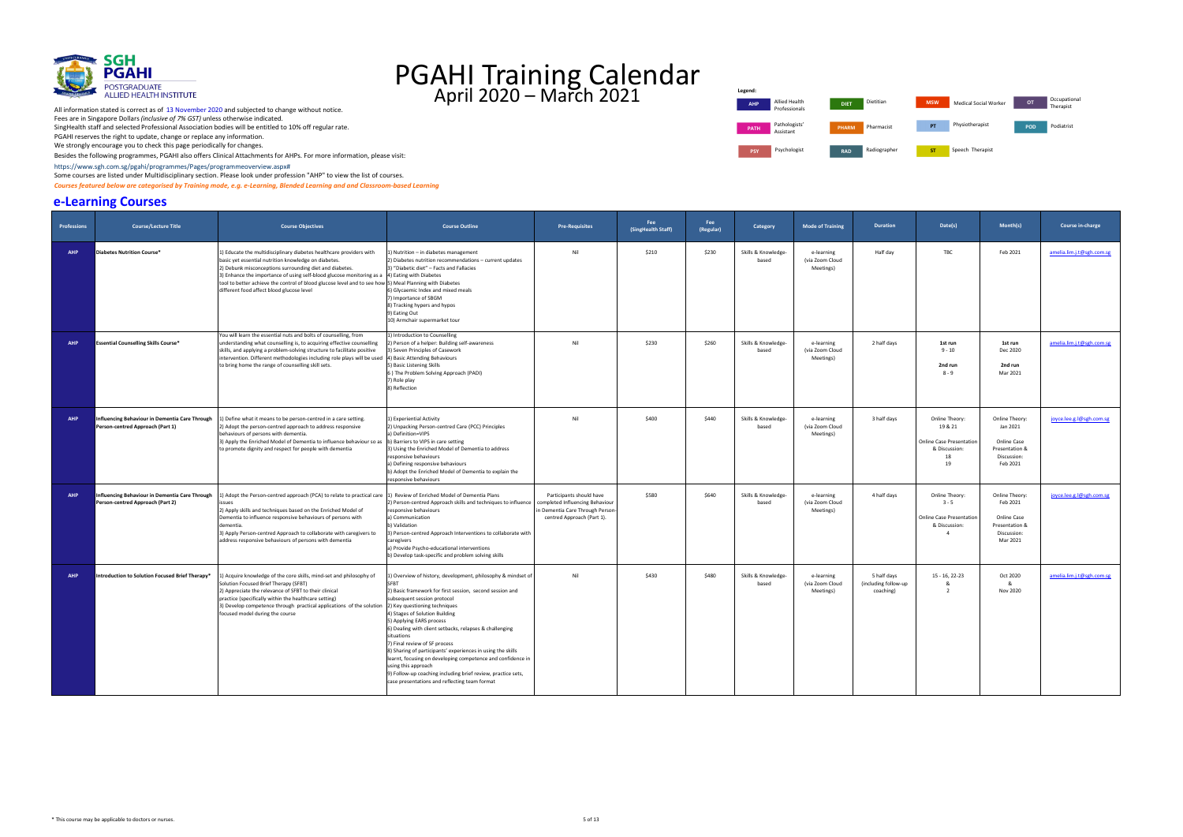# PGAHI Training Calendar

## April 2020 – March 2021

All information stated is correct as of 13 November 2020 and subjected to change without notice.
Fees are in Singapore Dollars *(inclusive of 7% GST)* unless otherwise indicated.
SingHealth staff and selected Professional Association bodies will be entitled to 10% off regular rate.
PGAHI reserves the right to update, change or replace any information.
We strongly encourage you to check this page periodically for changes.
Besides the following programmes, PGAHI also offers Clinical Attachments for AHPs. For more information, please visit:
https://www.sgh.com.sg/pgahi/programmes/Pages/programmeoverview.aspx#
Some courses are listed under Multidisciplinary section. Please look under profession "AHP" to view the list of courses.
***Courses featured below are categorised by Training mode, e.g. e-Learning, Blended Learning and and Classroom-based Learning***

**Legend:**

| Code | Profession | Code | Profession | Code | Profession | Code | Profession |
|---|---|---|---|---|---|---|---|
| AHP | Allied Health Professionals | DIET | Dietitian | MSW | Medical Social Worker | OT | Occupational Therapist |
| PATH | Pathologists' Assistant | PHARM | Pharmacist | PT | Physiotherapist | POD | Podiatrist |
| PSY | Psychologist | RAD | Radiographer | ST | Speech Therapist | | |

## e-Learning Courses

| Professions | Course/Lecture Title | Course Objectives | Course Outline | Pre-Requisites | Fee (SingHealth Staff) | Fee (Regular) | Category | Mode of Training | Duration | Date(s) | Month(s) | Course in-charge |
|---|---|---|---|---|---|---|---|---|---|---|---|---|
| AHP | **Diabetes Nutrition Course*** | 1) Educate the multidisciplinary diabetes healthcare providers with basic yet essential nutrition knowledge on diabetes.<br>2) Debunk misconceptions surrounding diet and diabetes.<br>3) Enhance the importance of using self-blood glucose monitoring as a tool to better achieve the control of blood glucose level and to see how different food affect blood glucose level | 1) Nutrition – in diabetes management<br>2) Diabetes nutrition recommendations – current updates<br>3) "Diabetic diet" – Facts and Fallacies<br>4) Eating with Diabetes<br>5) Meal Planning with Diabetes<br>6) Glycaemic Index and mixed meals<br>7) Importance of SBGM<br>8) Tracking hypers and hypos<br>9) Eating Out<br>10) Armchair supermarket tour | Nil | $210 | $230 | Skills & Knowledge-based | e-learning (via Zoom Cloud Meetings) | Half day | TBC | Feb 2021 | amelia.lim.j.t@sgh.com.sg |
| AHP | **Essential Counselling Skills Course*** | You will learn the essential nuts and bolts of counselling, from understanding what counselling is, to acquiring effective counselling skills, and applying a problem-solving structure to facilitate positive intervention. Different methodologies including role plays will be used to bring home the range of counselling skill sets. | 1) Introduction to Counselling<br>2) Person of a helper: Building self-awareness<br>3) Seven Principles of Casework<br>4) Basic Attending Behaviours<br>5) Basic Listening Skills<br>6 ) The Problem Solving Approach (PADI)<br>7) Role play<br>8) Reflection | Nil | $230 | $260 | Skills & Knowledge-based | e-learning (via Zoom Cloud Meetings) | 2 half days | **1st run**<br>9 - 10<br><br>**2nd run**<br>8 - 9 | **1st run**<br>Dec 2020<br><br>**2nd run**<br>Mar 2021 | amelia.lim.j.t@sgh.com.sg |
| AHP | **Influencing Behaviour in Dementia Care Through Person-centred Approach (Part 1)** | 1) Define what it means to be person-centred in a care setting.<br>2) Adopt the person-centred approach to address responsive behaviours of persons with dementia.<br>3) Apply the Enriched Model of Dementia to influence behaviour so as to promote dignity and respect for people with dementia | 1) Experiential Activity<br>2) Unpacking Person-centred Care (PCC) Principles<br>a) Definition+VIPS<br>b) Barriers to VIPS in care setting<br>3) Using the Enriched Model of Dementia to address responsive behaviours<br>a) Defining responsive behaviours<br>b) Adopt the Enriched Model of Dementia to explain the responsive behaviours | Nil | $400 | $440 | Skills & Knowledge-based | e-learning (via Zoom Cloud Meetings) | 3 half days | Online Theory:<br>19 & 21<br><br>Online Case Presentation & Discussion:<br>18<br>19 | Online Theory:<br>Jan 2021<br><br>Online Case Presentation & Discussion:<br>Feb 2021 | joyce.lee.g.l@sgh.com.sg |
| AHP | **Influencing Behaviour in Dementia Care Through Person-centred Approach (Part 2)** | 1) Adopt the Person-centred approach (PCA) to relate to practical care issues<br>2) Apply skills and techniques based on the Enriched Model of Dementia to influence responsive behaviours of persons with dementia.<br>3) Apply Person-centred Approach to collaborate with caregivers to address responsive behaviours of persons with dementia | 1) Review of Enriched Model of Dementia Plans<br>2) Person-centred Approach skills and techniques to influence responsive behaviours<br>a) Communication<br>b) Validation<br>3) Person-centred Approach Interventions to collaborate with caregivers<br>a) Provide Psycho-educational interventions<br>b) Develop task-specific and problem solving skills | Participants should have completed Influencing Behaviour in Dementia Care Through Person-centred Approach (Part 1). | $580 | $640 | Skills & Knowledge-based | e-learning (via Zoom Cloud Meetings) | 4 half days | Online Theory:<br>3 - 5<br><br>Online Case Presentation & Discussion:<br>4 | Online Theory:<br>Feb 2021<br><br>Online Case Presentation & Discussion:<br>Mar 2021 | joyce.lee.g.l@sgh.com.sg |
| AHP | **Introduction to Solution Focused Brief Therapy*** | 1) Acquire knowledge of the core skills, mind-set and philosophy of Solution Focused Brief Therapy (SFBT)<br>2) Appreciate the relevance of SFBT to their clinical practice (specifically within the healthcare setting)<br>3) Develop competence through practical applications of the solution focused model during the course | 1) Overview of history, development, philosophy & mindset of SFBT<br>2) Basic framework for first session, second session and subsequent session protocol<br>2) Key questioning techniques<br>4) Stages of Solution Building<br>5) Applying EARS process<br>6) Dealing with client setbacks, relapses & challenging situations<br>7) Final review of SF process<br>8) Sharing of participants' experiences in using the skills learnt, focusing on developing competence and confidence in using this approach<br>9) Follow-up coaching including brief review, practice sets, case presentations and reflecting team format | Nil | $430 | $480 | Skills & Knowledge-based | e-learning (via Zoom Cloud Meetings) | 5 half days (including follow-up coaching) | 15 - 16, 22-23<br>&<br>2 | Oct 2020<br>&<br>Nov 2020 | amelia.lim.j.t@sgh.com.sg |

\* This course may be applicable to doctors or nurses.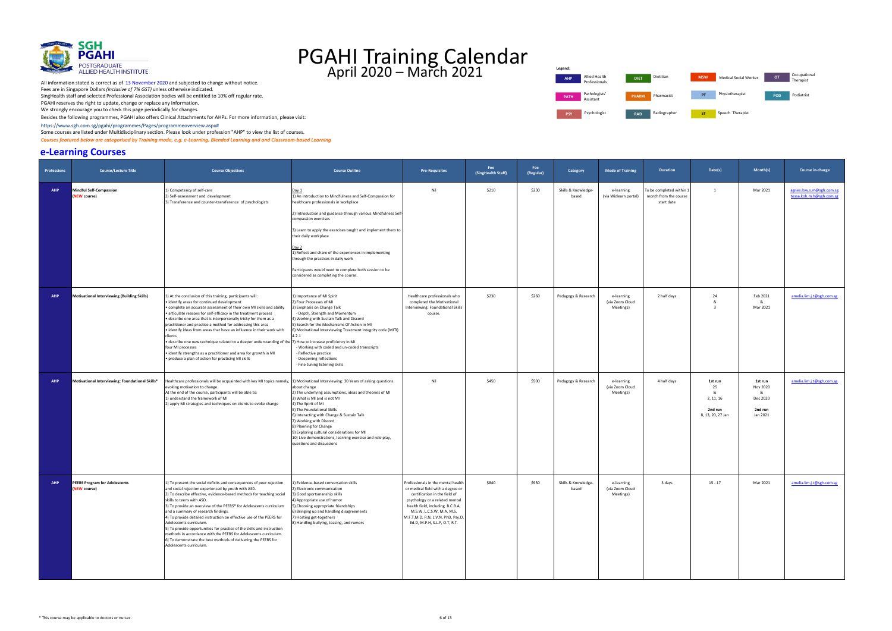# PGAHI Training Calendar

April 2020 – March 2021

All information stated is correct as of 13 November 2020 and subjected to change without notice.
Fees are in Singapore Dollars *(inclusive of 7% GST)* unless otherwise indicated.
SingHealth staff and selected Professional Association bodies will be entitled to 10% off regular rate.
PGAHI reserves the right to update, change or replace any information.
We strongly encourage you to check this page periodically for changes.
Besides the following programmes, PGAHI also offers Clinical Attachments for AHPs. For more information, please visit:
https://www.sgh.com.sg/pgahi/programmes/Pages/programmeoverview.aspx#
Some courses are listed under Multidisciplinary section. Please look under profession "AHP" to view the list of courses.
***Courses featured below are categorised by Training mode, e.g. e-Learning, Blended Learning and and Classroom-based Learning***

**Legend:**

| Code | Profession | Code | Profession | Code | Profession | Code | Profession |
|---|---|---|---|---|---|---|---|
| AHP | Allied Health Professionals | DIET | Dietitian | MSW | Medical Social Worker | OT | Occupational Therapist |
| PATH | Pathologists' Assistant | PHARM | Pharmacist | PT | Physiotherapist | POD | Podiatrist |
| PSY | Psychologist | RAD | Radiographer | ST | Speech Therapist | | |

## e-Learning Courses

| Professions | Course/Lecture Title | Course Objectives | Course Outline | Pre-Requisites | Fee (SingHealth Staff) | Fee (Regular) | Category | Mode of Training | Duration | Date(s) | Month(s) | Course in-charge |
|---|---|---|---|---|---|---|---|---|---|---|---|---|
| AHP | **Mindful Self-Compassion** (NEW course) | 1) Competency of self-care<br>2) Self-assessment and development<br>3) Transference and counter-transference of psychologists | Day 1<br>1) An introduction to Mindfulness and Self-Compassion for healthcare professionals in workplace<br>2) Introduction and guidance through various Mindfulness Self-compassion exercises<br>3) Learn to apply the exercises taught and implement them to their daily workplace<br>Day 2<br>1) Reflect and share of the experiences in implementing through the practices in daily work<br>Participants would need to complete both session to be considered as completing the course. | Nil | $210 | $230 | Skills & Knowledge-based | e-learning (via Wizlearn portal) | To be completed within 1 month from the course start date | 1 | Mar 2021 | agnes.low.s.m@sgh.com.sg tessa.koh.m.h@sgh.com.sg |
| AHP | **Motivational Interviewing (Building Skills)** | 1) At the conclusion of this training, participants will:<br>• identify areas for continued development<br>• complete an accurate assessment of their own MI skills and ability<br>• articulate reasons for self-efficacy in the treatment process<br>• describe one area that is interpersonally tricky for them as a practitioner and practice a method for addressing this area<br>• identify ideas from areas that have an influence in their work with clients<br>• describe one new technique related to a deeper understanding of the four MI processes<br>• identify strengths as a practitioner and area for growth in MI<br>• produce a plan of action for practicing MI skills | 1) Importance of MI Spirit<br>2) Four Processes of MI<br>3) Emphasis on Change Talk<br>- Depth, Strength and Momentum<br>4) Working with Sustain Talk and Discord<br>5) Search for the Mechanisms Of Action in MI<br>6) Motivational Interviewing Treatment Integrity code (MITI) 4.2.1<br>7) How to increase proficiency in MI<br>- Working with coded and un-coded transcripts<br>- Reflective practice<br>- Deepening reflections<br>- Fine tuning listening skills | Healthcare professionals who completed the Motivational Interviewing: Foundational Skills course. | $230 | $260 | Pedagogy & Research | e-learning (via Zoom Cloud Meetings) | 2 half days | 24 & 3 | Feb 2021 & Mar 2021 | amelia.lim.j.t@sgh.com.sg |
| AHP | **Motivational Interviewing: Foundational Skills*** | Healthcare professionals will be acquainted with key MI topics namely, evoking motivation to change.<br>At the end of the course, participants will be able to:<br>1) understand the framework of MI<br>2) apply MI strategies and techniques on clients to evoke change | 1) Motivational Interviewing: 30 Years of asking questions about change<br>2) The underlying assumptions, ideas and theories of MI<br>3) What is MI and is not MI<br>4) The Spirit of MI<br>5) The Foundational Skills<br>6) Interacting with Change & Sustain Talk<br>7) Working with Discord<br>8) Planning for Change<br>9) Exploring cultural considerations for MI<br>10) Live demonstrations, learning exercise and role play, questions and discussions | Nil | $450 | $500 | Pedagogy & Research | e-learning (via Zoom Cloud Meetings) | 4 half days | **1st run** 25 & 2, 11, 16<br>**2nd run** 8, 13, 20, 27 Jan | **1st run** Nov 2020 & Dec 2020<br>**2nd run** Jan 2021 | amelia.lim.j.t@sgh.com.sg |
| AHP | **PEERS Program for Adolescents** (NEW course) | 1) To present the social deficits and consequences of peer rejection and social rejection experienced by youth with ASD.<br>2) To describe effective, evidence-based methods for teaching social skills to teens with ASD.<br>3) To provide an overview of the PEERS® for Adolescents curriculum and a summary of research findings.<br>4) To provide detailed instruction on effective use of the PEERS for Adolescents curriculum.<br>5) To provide opportunities for practice of the skills and instruction methods in accordance with the PEERS for Adolescents curriculum.<br>6) To demonstrate the best methods of delivering the PEERS for Adolescents curriculum. | 1) Evidence-based conversation skills<br>2) Electronic communication<br>3) Good sportsmanship skills<br>4) Appropriate use of humor<br>5) Choosing appropriate friendships<br>6) Bringing up and handling disagreements<br>7) Hosting get-togethers<br>8) Handling bullying, teasing, and rumors | Professionals in the mental health or medical field with a degree or certification in the field of psychology or a related mental health field, including B.C.B.A, M.S.W, L.C.S.W, M.A, M.S, M.F.T, M.D, R.N, L.V.N, PhD, Psy.D, Ed.D, M.P.H, S.L.P, O.T, R.T. | $840 | $930 | Skills & Knowledge-based | e-learning (via Zoom Cloud Meetings) | 3 days | 15 - 17 | Mar 2021 | amelia.lim.j.t@sgh.com.sg |

\* This course may be applicable to doctors or nurses.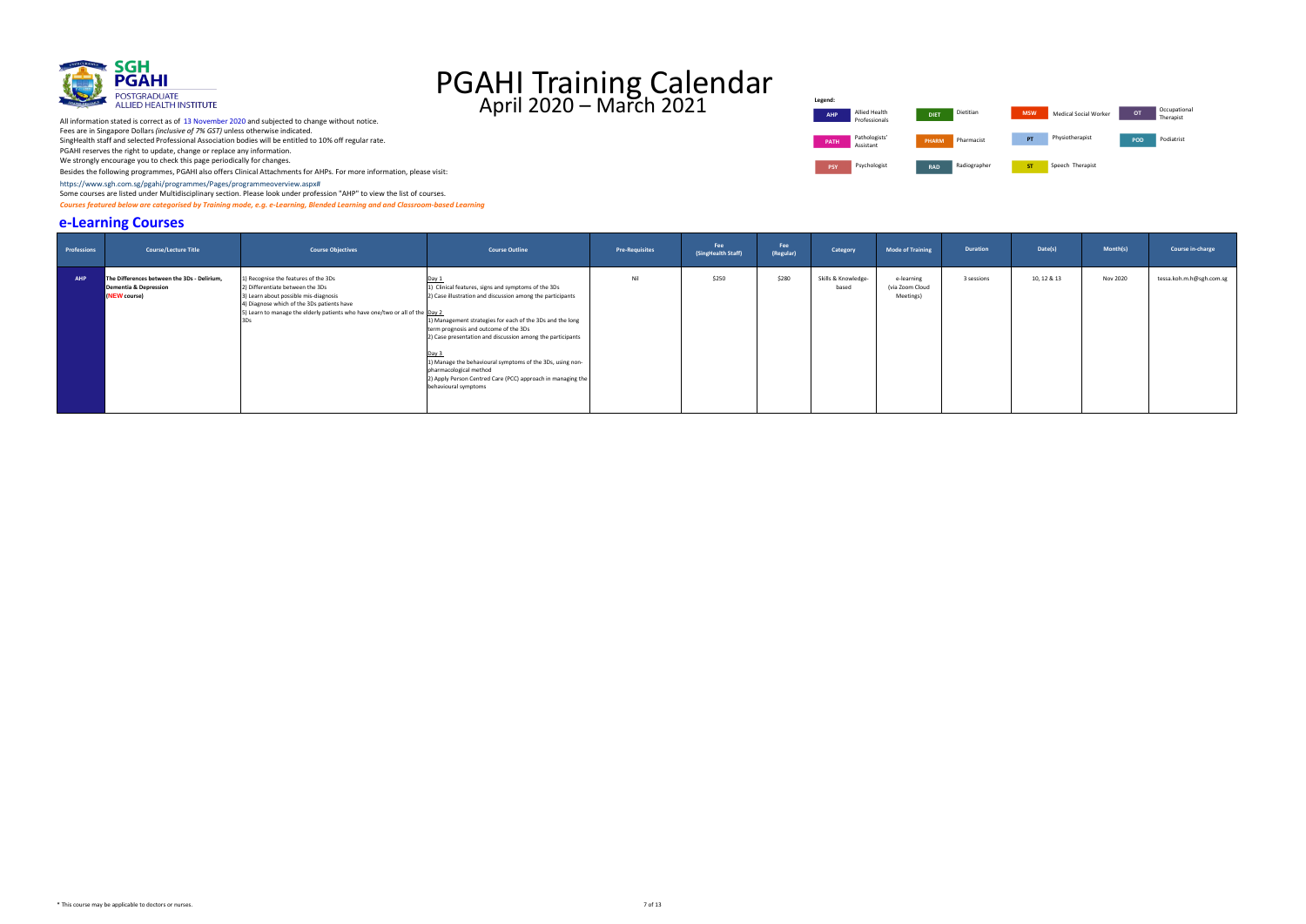SGH
PGAHI
POSTGRADUATE
ALLIED HEALTH INSTITUTE

# PGAHI Training Calendar
## April 2020 – March 2021

All information stated is correct as of 13 November 2020 and subjected to change without notice.
Fees are in Singapore Dollars *(inclusive of 7% GST)* unless otherwise indicated.
SingHealth staff and selected Professional Association bodies will be entitled to 10% off regular rate.
PGAHI reserves the right to update, change or replace any information.
We strongly encourage you to check this page periodically for changes.
Besides the following programmes, PGAHI also offers Clinical Attachments for AHPs. For more information, please visit:
https://www.sgh.com.sg/pgahi/programmes/Pages/programmeoverview.aspx#
Some courses are listed under Multidisciplinary section. Please look under profession "AHP" to view the list of courses.
*Courses featured below are categorised by Training mode, e.g. e-Learning, Blended Learning and and Classroom-based Learning*

**Legend:**

| Code | Profession |
|---|---|
| AHP | Allied Health Professionals |
| DIET | Dietitian |
| MSW | Medical Social Worker |
| OT | Occupational Therapist |
| PATH | Pathologists' Assistant |
| PHARM | Pharmacist |
| PT | Physiotherapist |
| POD | Podiatrist |
| PSY | Psychologist |
| RAD | Radiographer |
| ST | Speech Therapist |

## e-Learning Courses

| Professions | Course/Lecture Title | Course Objectives | Course Outline | Pre-Requisites | Fee (SingHealth Staff) | Fee (Regular) | Category | Mode of Training | Duration | Date(s) | Month(s) | Course in-charge |
|---|---|---|---|---|---|---|---|---|---|---|---|---|
| AHP | **The Differences between the 3Ds - Delirium, Dementia & Depression (NEW course)** | 1) Recognise the features of the 3Ds<br>2) Differentiate between the 3Ds<br>3) Learn about possible mis-diagnosis<br>4) Diagnose which of the 3Ds patients have<br>5) Learn to manage the elderly patients who have one/two or all of the 3Ds | Day 1<br>1) Clinical features, signs and symptoms of the 3Ds<br>2) Case illustration and discussion among the participants<br><br>Day 2<br>1) Management strategies for each of the 3Ds and the long term prognosis and outcome of the 3Ds<br>2) Case presentation and discussion among the participants<br><br>Day 3<br>1) Manage the behavioural symptoms of the 3Ds, using non-pharmacological method<br>2) Apply Person Centred Care (PCC) approach in managing the behavioural symptoms | Nil | $250 | $280 | Skills & Knowledge-based | e-learning (via Zoom Cloud Meetings) | 3 sessions | 10, 12 & 13 | Nov 2020 | tessa.koh.m.h@sgh.com.sg |

\* This course may be applicable to doctors or nurses.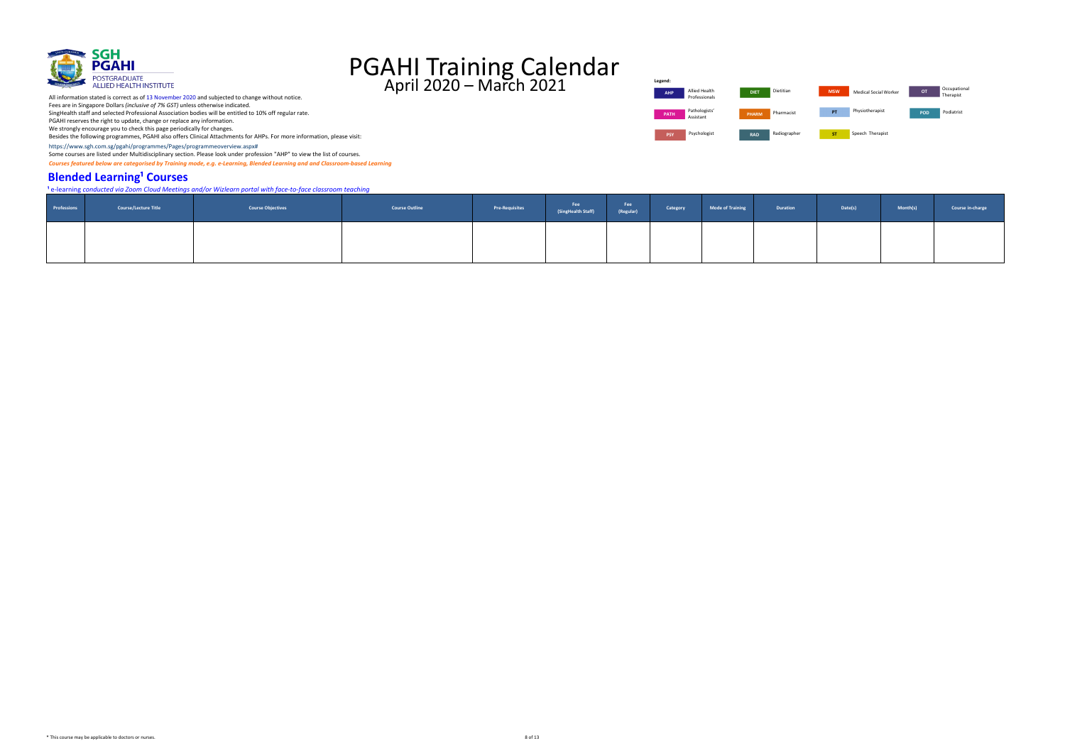# PGAHI Training Calendar

April 2020 – March 2021

SGH PGAHI POSTGRADUATE ALLIED HEALTH INSTITUTE

All information stated is correct as of 13 November 2020 and subjected to change without notice.
Fees are in Singapore Dollars *(inclusive of 7% GST)* unless otherwise indicated.
SingHealth staff and selected Professional Association bodies will be entitled to 10% off regular rate.
PGAHI reserves the right to update, change or replace any information.
We strongly encourage you to check this page periodically for changes.
Besides the following programmes, PGAHI also offers Clinical Attachments for AHPs. For more information, please visit:

https://www.sgh.com.sg/pgahi/programmes/Pages/programmeoverview.aspx#

Some courses are listed under Multidisciplinary section. Please look under profession "AHP" to view the list of courses.

*Courses featured below are categorised by Training mode, e.g. e-Learning, Blended Learning and and Classroom-based Learning*

**Legend:**

| | | | | | | | |
|---|---|---|---|---|---|---|---|
| AHP | Allied Health Professionals | DIET | Dietitian | MSW | Medical Social Worker | OT | Occupational Therapist |
| PATH | Pathologists' Assistant | PHARM | Pharmacist | PT | Physiotherapist | POD | Podiatrist |
| PSY | Psychologist | RAD | Radiographer | ST | Speech Therapist | | |

## Blended Learning[1] Courses

[1] *e-learning conducted via Zoom Cloud Meetings and/or Wizlearn portal with face-to-face classroom teaching*

| Professions | Course/Lecture Title | Course Objectives | Course Outline | Pre-Requisites | Fee (SingHealth Staff) | Fee (Regular) | Category | Mode of Training | Duration | Date(s) | Month(s) | Course in-charge |
|---|---|---|---|---|---|---|---|---|---|---|---|---|
| | | | | | | | | | | | | |

* This course may be applicable to doctors or nurses.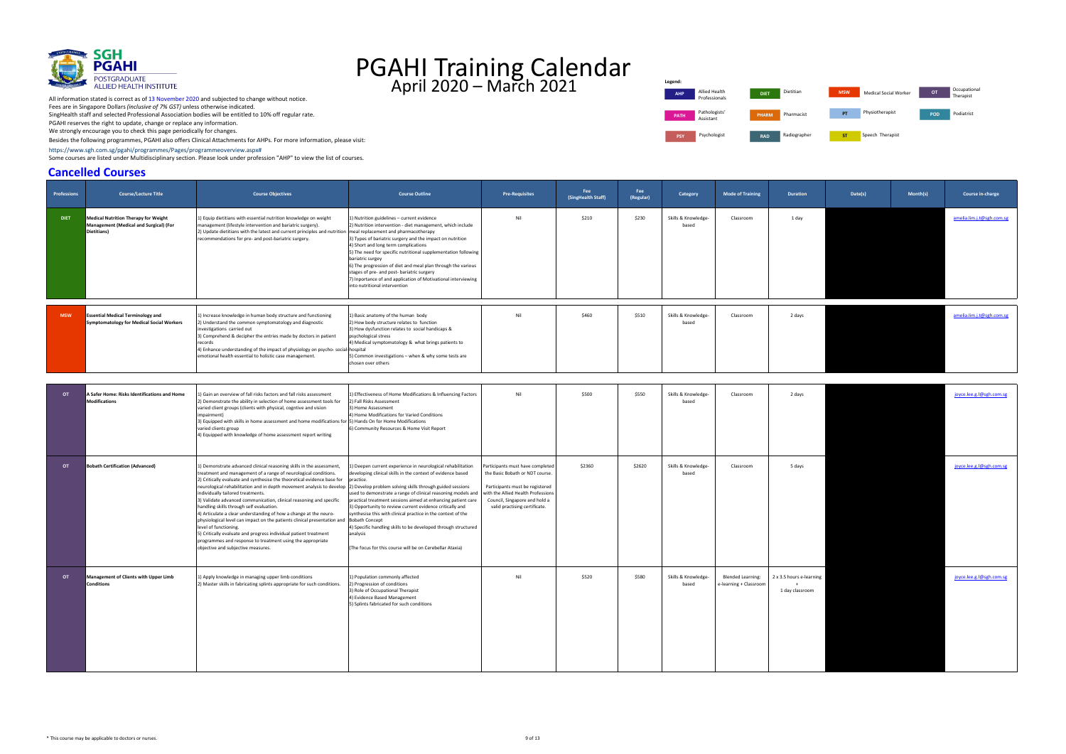# PGAHI Training Calendar

April 2020 – March 2021

SGH PGAHI POSTGRADUATE ALLIED HEALTH INSTITUTE

All information stated is correct as of 13 November 2020 and subjected to change without notice.
Fees are in Singapore Dollars *(inclusive of 7% GST)* unless otherwise indicated.
SingHealth staff and selected Professional Association bodies will be entitled to 10% off regular rate.
PGAHI reserves the right to update, change or replace any information.
We strongly encourage you to check this page periodically for changes.
Besides the following programmes, PGAHI also offers Clinical Attachments for AHPs. For more information, please visit:
https://www.sgh.com.sg/pgahi/programmes/Pages/programmeoverview.aspx#
Some courses are listed under Multidisciplinary section. Please look under profession "AHP" to view the list of courses.

**Legend:**

| Code | Profession | Code | Profession | Code | Profession | Code | Profession |
|---|---|---|---|---|---|---|---|
| AHP | Allied Health Professionals | DIET | Dietitian | MSW | Medical Social Worker | OT | Occupational Therapist |
| PATH | Pathologists' Assistant | PHARM | Pharmacist | PT | Physiotherapist | POD | Podiatrist |
| PSY | Psychologist | RAD | Radiographer | ST | Speech Therapist | | |

## Cancelled Courses

| Professions | Course/Lecture Title | Course Objectives | Course Outline | Pre-Requisites | Fee (SingHealth Staff) | Fee (Regular) | Category | Mode of Training | Duration | Date(s) | Month(s) | Course in-charge |
|---|---|---|---|---|---|---|---|---|---|---|---|---|
| DIET | **Medical Nutrition Therapy for Weight Management (Medical and Surgical) (For Dietitians)** | 1) Equip dietitians with essential nutrition knowledge on weight management (lifestyle intervention and bariatric surgery).<br>2) Update dietitians with the latest and current principles and nutrition recommendations for pre- and post-bariatric surgery. | 1) Nutrition guidelines – current evidence<br>2) Nutrition intervention - diet management, which include meal replacement and pharmacotherapy<br>3) Types of bariatric surgery and the impact on nutrition<br>4) Short and long term complications<br>5) The need for specific nutritional supplementation following bariatric surgey<br>6) The progression of diet and meal plan through the various stages of pre- and post- bariatric surgery<br>7) Importance of and application of Motivational interviewing into nutritional intervention | Nil | $210 | $230 | Skills & Knowledge-based | Classroom | 1 day | | | amelia.lim.j.t@sgh.com.sg |
| MSW | **Essential Medical Terminology and Symptomatology for Medical Social Workers** | 1) Increase knowledge in human body structure and functioning<br>2) Understand the common symptomatology and diagnostic investigations carried out<br>3) Comprehend & decipher the entries made by doctors in patient records<br>4) Enhance understanding of the impact of physiology on psycho- social-emotional health essential to holistic case management. | 1) Basic anatomy of the human body<br>2) How body structure relates to function<br>3) How dysfunction relates to social handicaps & psychological stress<br>4) Medical symptomatology & what brings patients to hospital<br>5) Common investigations – when & why some tests are chosen over others | Nil | $460 | $510 | Skills & Knowledge-based | Classroom | 2 days | | | amelia.lim.j.t@sgh.com.sg |
| OT | **A Safer Home: Risks Identifications and Home Modifications** | 1) Gain an overview of fall risks factors and fall risks assessment<br>2) Demonstrate the ability in selection of home assessment tools for varied client groups (clients with physical, cogntive and vision impairment)<br>3) Equipped with skills in home assessment and home modifications for varied clients group<br>4) Equipped with knowledge of home assessment report writing | 1) Effectiveness of Home Modifications & Influencing Factors<br>2) Fall Risks Assessment<br>3) Home Assessment<br>4) Home Modifications for Varied Conditions<br>5) Hands On for Home Modifications<br>6) Community Resources & Home Visit Report | Nil | $500 | $550 | Skills & Knowledge-based | Classroom | 2 days | | | joyce.lee.g.l@sgh.com.sg |
| OT | **Bobath Certification (Advanced)** | 1) Demonstrate advanced clinical reasoning skills in the assessment, treatment and management of a range of neurological conditions.<br>2) Critically evaluate and synthesise the theoretical evidence base for neurological rehabilitation and in depth movement analysis to develop individually tailored treatments.<br>3) Validate advanced communication, clinical reasoning and specific handling skills through self evaluation.<br>4) Articulate a clear understanding of how a change at the neuro-physiological level can impact on the patients clinical presentation and level of functioning.<br>5) Critically evaluate and progress individual patient treatment programmes and response to treatment using the appropriate objective and subjective measures. | 1) Deepen current experience in neurological rehabilitation developing clinical skills in the context of evidence based practice.<br>2) Develop problem solving skills through guided sessions used to demonstrate a range of clinical reasoning models and practical treatment sessions aimed at enhancing patient care<br>3) Opportunity to review current evidence critically and synthesise this with clinical practice in the context of the Bobath Concept<br>4) Specific handling skills to be developed through structured analysis<br><br>(The focus for this course will be on Cerebellar Ataxia) | Participants must have completed the Basic Bobath or NDT course.<br><br>Participants must be registered with the Allied Health Professions Council, Singapore and hold a valid practising certificate. | $2360 | $2620 | Skills & Knowledge-based | Classroom | 5 days | | | joyce.lee.g.l@sgh.com.sg |
| OT | **Management of Clients with Upper Limb Conditions** | 1) Apply knowledge in managing upper limb conditions<br>2) Master skills in fabricating splints appropriate for such conditions. | 1) Population commonly affected<br>2) Progression of conditions<br>3) Role of Occupational Therapist<br>4) Evidence Based Management<br>5) Splints fabricated for such conditions | Nil | $520 | $580 | Skills & Knowledge-based | Blended Learning: e-learning + Classroom | 2 x 3.5 hours e-learning + 1 day classroom | | | joyce.lee.g.l@sgh.com.sg |

\* This course may be applicable to doctors or nurses.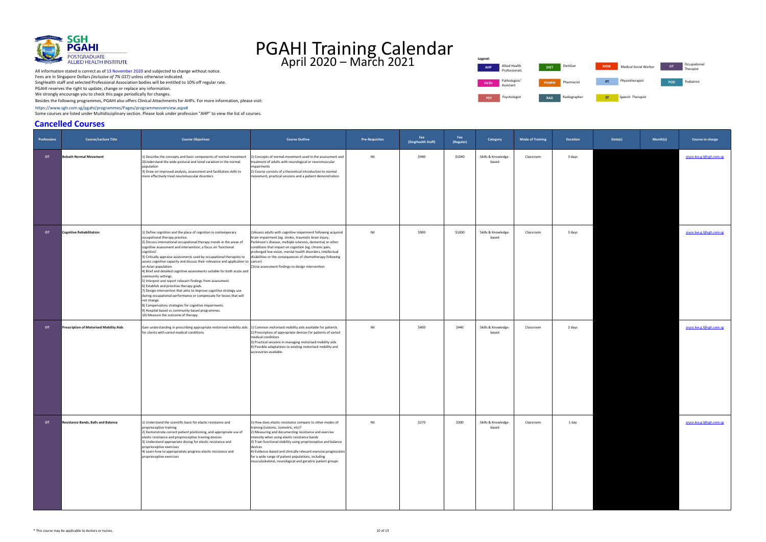# PGAHI Training Calendar

## April 2020 – March 2021

All information stated is correct as of 13 November 2020 and subjected to change without notice.
Fees are in Singapore Dollars *(inclusive of 7% GST)* unless otherwise indicated.
SingHealth staff and selected Professional Association bodies will be entitled to 10% off regular rate.
PGAHI reserves the right to update, change or replace any information.
We strongly encourage you to check this page periodically for changes.
Besides the following programmes, PGAHI also offers Clinical Attachments for AHPs. For more information, please visit:
https://www.sgh.com.sg/pgahi/programmes/Pages/programmeoverview.aspx#
Some courses are listed under Multidisciplinary section. Please look under profession "AHP" to view the list of courses.

**Legend:**

| Code | Profession |
|---|---|
| AHP | Allied Health Professionals |
| DIET | Dietitian |
| MSW | Medical Social Worker |
| OT | Occupational Therapist |
| PATH | Pathologists' Assistant |
| PHARM | Pharmacist |
| PT | Physiotherapist |
| POD | Podiatrist |
| PSY | Psychologist |
| RAD | Radiographer |
| ST | Speech Therapist |

## Cancelled Courses

| Professions | Course/Lecture Title | Course Objectives | Course Outline | Pre-Requisites | Fee (SingHealth Staff) | Fee (Regular) | Category | Mode of Training | Duration | Date(s) | Month(s) | Course in-charge |
|---|---|---|---|---|---|---|---|---|---|---|---|---|
| OT | **Bobath Normal Movement** | 1) Describe the concepts and basic components of normal movement<br>2)Understand the wide postural and tonal variation in the normal population<br>3) Draw on improved analysis, assessment and facilitation skills to more effectively treat neuromuscular disorders | 1) Concepts of normal movement used in the assessment and treatment of adults with neurological or neuromuscular impairments<br>2) Course consists of a theoretical introduction to normal movement, practical sessions and a patient demonstration | Nil | $940 | $1040 | Skills & Knowledge-based | Classroom | 3 days | | | joyce.lee.g.l@sgh.com.sg |
| OT | **Cognitive Rehabilitation** | 1) Define cognition and the place of cognition in contemporary occupational therapy practice.<br>2) Discuss international occupational therapy trends in the areas of cognitive assessment and intervention; a focus on 'functional cognition'.<br>3) Critically appraise assessments used by occupational therapists to assess cognitive capacity and discuss their relevance and application to an Asian population.<br>4) Brief and detailed cognitive assessments suitable for both acute and community settings.<br>5) Interpret and report relevant findings from assessment.<br>6) Establish and prioritize therapy goals.<br>7) Design intervention that aims to improve cognitive strategy use during occupational performance or compensate for losses that will not change.<br>8) Compensatory strategies for cognitive impairments.<br>9) Hospital based vs community based programmes.<br>10) Measure the outcome of therapy. | 1)Assess adults with cognitive impairment following acquired brain impairment (eg. stroke, traumatic brain injury, Parkinson's disease, multiple sclerosis, dementia) or other conditions that impact on cognition (eg. chronic pain, prolonged low vision, mental health disorders, intellectual disabilities or the consequences of chemotherapy following cancer)<br>2)Use assessment findings to design intervention | Nil | $900 | $1000 | Skills & Knowledge-based | Classroom | 3 days | | | joyce.lee.g.l@sgh.com.sg |
| OT | **Prescription of Motorised Mobility Aids** | Gain understanding in prescribing appropriate motorised mobility aids for clients with varied medical conditions. | 1) Common motorised mobility aids available for patients<br>2) Prescription of appropriate devices for patients of varied medical conditions<br>3) Practical sessions in managing motorised mobility aids<br>4) Possible adaptations to existing motorised mobility and accessories available. | Nil | $400 | $440 | Skills & Knowledge-based | Classroom | 2 days | | | joyce.lee.g.l@sgh.com.sg |
| OT | **Resistance Bands, Balls and Balance** | 1) Understand the scientific basis for elastic resistance and proprioceptive training<br>2) Demonstrate correct patient positioning, and appropriate use of elastic resistance and proprioceptive training devices<br>3) Understand appropriate dosing for elastic resistance and proprioceptive exercises<br>4) Learn how to appropriately progress elastic resistance and proprioceptive exercises | 1) How does elastic resistance compare to other modes of training (isotonic, isometric, etc)?<br>2) Measuring and documenting resistance and exercise intensity when using elastic resistance bands<br>3) Train functional stability using proprioceptive and balance devices<br>4) Evidence-based and clinically relevant exercise progressions for a wide range of patient populations, including musculoskeletal, neurological and geriatric patient groups | Nil | $270 | $300 | Skills & Knowledge-based | Classroom | 1 day | | | joyce.lee.g.l@sgh.com.sg |

\* This course may be applicable to doctors or nurses.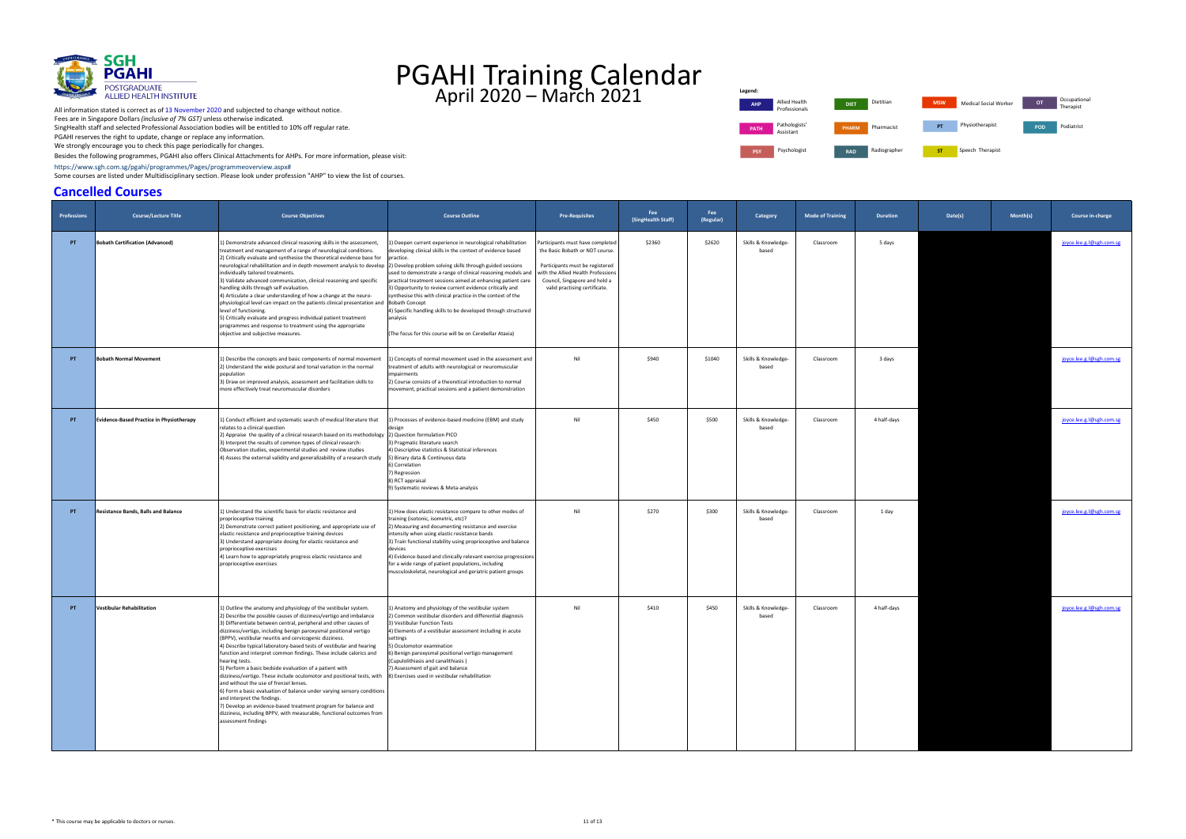# PGAHI Training Calendar
## April 2020 – March 2021

All information stated is correct as of 13 November 2020 and subjected to change without notice.
Fees are in Singapore Dollars *(inclusive of 7% GST)* unless otherwise indicated.
SingHealth staff and selected Professional Association bodies will be entitled to 10% off regular rate.
PGAHI reserves the right to update, change or replace any information.
We strongly encourage you to check this page periodically for changes.
Besides the following programmes, PGAHI also offers Clinical Attachments for AHPs. For more information, please visit:
https://www.sgh.com.sg/pgahi/programmes/Pages/programmeoverview.aspx#
Some courses are listed under Multidisciplinary section. Please look under profession "AHP" to view the list of courses.

**Legend:**
AHP – Allied Health Professionals; DIET – Dietitian; MSW – Medical Social Worker; OT – Occupational Therapist; PATH – Pathologists' Assistant; PHARM – Pharmacist; PT – Physiotherapist; POD – Podiatrist; PSY – Psychologist; RAD – Radiographer; ST – Speech Therapist

## Cancelled Courses

| Professions | Course/Lecture Title | Course Objectives | Course Outline | Pre-Requisites | Fee (SingHealth Staff) | Fee (Regular) | Category | Mode of Training | Duration | Date(s) | Month(s) | Course in-charge |
|---|---|---|---|---|---|---|---|---|---|---|---|---|
| PT | **Bobath Certification (Advanced)** | 1) Demonstrate advanced clinical reasoning skills in the assessment, treatment and management of a range of neurological conditions.<br>2) Critically evaluate and synthesise the theoretical evidence base for neurological rehabilitation and in depth movement analysis to develop individually tailored treatments.<br>3) Validate advanced communication, clinical reasoning and specific handling skills through self evaluation.<br>4) Articulate a clear understanding of how a change at the neuro-physiological level can impact on the patients clinical presentation and level of functioning.<br>5) Critically evaluate and progress individual patient treatment programmes and response to treatment using the appropriate objective and subjective measures. | 1) Deepen current experience in neurological rehabilitation developing clinical skills in the context of evidence based practice.<br>2) Develop problem solving skills through guided sessions used to demonstrate a range of clinical reasoning models and practical treatment sessions aimed at enhancing patient care<br>3) Opportunity to review current evidence critically and synthesise this with clinical practice in the context of the Bobath Concept<br>4) Specific handling skills to be developed through structured analysis<br><br>(The focus for this course will be on Cerebellar Ataxia) | Participants must have completed the Basic Bobath or NDT course.<br><br>Participants must be registered with the Allied Health Professions Council, Singapore and hold a valid practising certificate. | $2360 | $2620 | Skills & Knowledge-based | Classroom | 5 days | | | joyce.lee.g.l@sgh.com.sg |
| PT | **Bobath Normal Movement** | 1) Describe the concepts and basic components of normal movement<br>2) Understand the wide postural and tonal variation in the normal population<br>3) Draw on improved analysis, assessment and facilitation skills to more effectively treat neuromuscular disorders | 1) Concepts of normal movement used in the assessment and treatment of adults with neurological or neuromuscular impairments<br>2) Course consists of a theoretical introduction to normal movement, practical sessions and a patient demonstration | Nil | $940 | $1040 | Skills & Knowledge-based | Classroom | 3 days | | | joyce.lee.g.l@sgh.com.sg |
| PT | **Evidence-Based Practice in Physiotherapy** | 1) Conduct efficient and systematic search of medical literature that relates to a clinical question<br>2) Appraise the quality of a clinical research based on its methodology<br>3) Interpret the results of common types of clinical research: Observation studies, experimental studies and review studies<br>4) Assess the external validity and generalizability of a research study | 1) Processes of evidence-based medicine (EBM) and study design<br>2) Question formulation PICO<br>3) Pragmatic literature search<br>4) Descriptive statistics & Statistical inferences<br>5) Binary data & Continuous data<br>6) Correlation<br>7) Regression<br>8) RCT appraisal<br>9) Systematic reviews & Meta-analysis | Nil | $450 | $500 | Skills & Knowledge-based | Classroom | 4 half-days | | | joyce.lee.g.l@sgh.com.sg |
| PT | **Resistance Bands, Balls and Balance** | 1) Understand the scientific basis for elastic resistance and proprioceptive training<br>2) Demonstrate correct patient positioning, and appropriate use of elastic resistance and proprioceptive training devices<br>3) Understand appropriate dosing for elastic resistance and proprioceptive exercises<br>4) Learn how to appropriately progress elastic resistance and proprioceptive exercises | 1) How does elastic resistance compare to other modes of training (isotonic, isometric, etc)?<br>2) Measuring and documenting resistance and exercise intensity when using elastic resistance bands<br>3) Train functional stability using proprioceptive and balance devices<br>4) Evidence-based and clinically relevant exercise progressions for a wide range of patient populations, including musculoskeletal, neurological and geriatric patient groups | Nil | $270 | $300 | Skills & Knowledge-based | Classroom | 1 day | | | joyce.lee.g.l@sgh.com.sg |
| PT | **Vestibular Rehabilitation** | 1) Outline the anatomy and physiology of the vestibular system.<br>2) Describe the possible causes of dizziness/vertigo and imbalance<br>3) Differentiate between central, peripheral and other causes of dizziness/vertigo, including benign paroxysmal positional vertigo (BPPV), vestibular neuritis and cervicogenic dizziness.<br>4) Describe typical laboratory-based tests of vestibular and hearing function and interpret common findings. These include calorics and hearing tests.<br>5) Perform a basic bedside evaluation of a patient with dizziness/vertigo. These include oculomotor and positional tests, with and without the use of frenzel lenses.<br>6) Form a basic evaluation of balance under varying sensory conditions and interpret the findings.<br>7) Develop an evidence-based treatment program for balance and dizziness, including BPPV, with measurable, functional outcomes from assessment findings | 1) Anatomy and physiology of the vestibular system<br>2) Common vestibular disorders and differential diagnosis<br>3) Vestibular Function Tests<br>4) Elements of a vestibular assessment including in acute settings<br>5) Oculomotor examination<br>6) Benign paroxysmal positional vertigo management (Cupulolithiasis and canalithiasis )<br>7) Assessment of gait and balance<br>8) Exercises used in vestibular rehabilitation | Nil | $410 | $450 | Skills & Knowledge-based | Classroom | 4 half-days | | | joyce.lee.g.l@sgh.com.sg |

* This course may be applicable to doctors or nurses.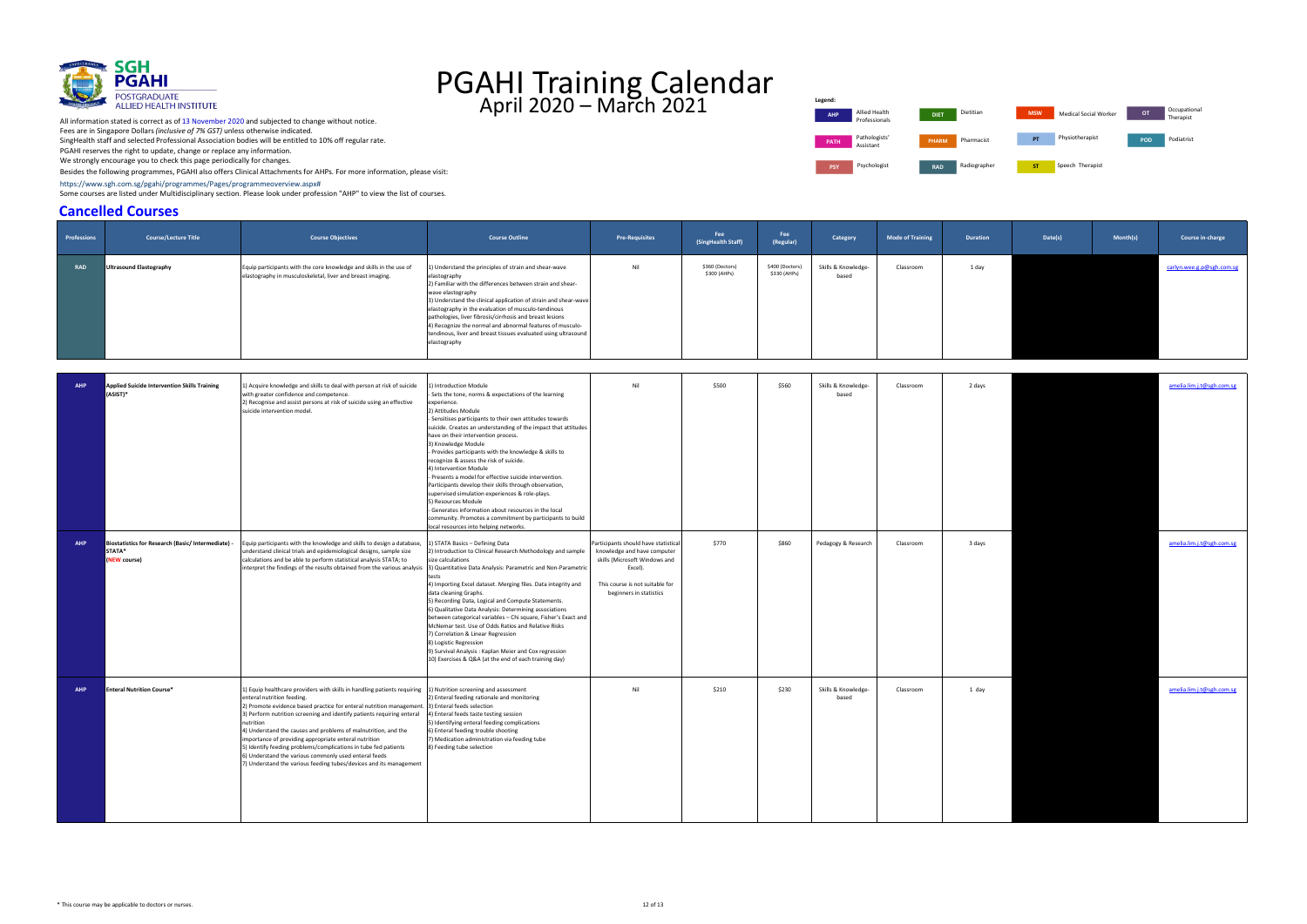# PGAHI Training Calendar

## April 2020 – March 2021

All information stated is correct as of 13 November 2020 and subjected to change without notice.
Fees are in Singapore Dollars *(inclusive of 7% GST)* unless otherwise indicated.
SingHealth staff and selected Professional Association bodies will be entitled to 10% off regular rate.
PGAHI reserves the right to update, change or replace any information.
We strongly encourage you to check this page periodically for changes.
Besides the following programmes, PGAHI also offers Clinical Attachments for AHPs. For more information, please visit:
https://www.sgh.com.sg/pgahi/programmes/Pages/programmeoverview.aspx#
Some courses are listed under Multidisciplinary section. Please look under profession "AHP" to view the list of courses.

**Legend:**

| Code | Profession | Code | Profession | Code | Profession | Code | Profession |
|---|---|---|---|---|---|---|---|
| AHP | Allied Health Professionals | DIET | Dietitian | MSW | Medical Social Worker | OT | Occupational Therapist |
| PATH | Pathologists' Assistant | PHARM | Pharmacist | PT | Physiotherapist | POD | Podiatrist |
| PSY | Psychologist | RAD | Radiographer | ST | Speech Therapist | | |

## Cancelled Courses

| Professions | Course/Lecture Title | Course Objectives | Course Outline | Pre-Requisites | Fee (SingHealth Staff) | Fee (Regular) | Category | Mode of Training | Duration | Date(s) | Month(s) | Course in-charge |
|---|---|---|---|---|---|---|---|---|---|---|---|---|
| RAD | Ultrasound Elastography | Equip participants with the core knowledge and skills in the use of elastography in musculoskeletal, liver and breast imaging. | 1) Understand the principles of strain and shear-wave elastography<br>2) Familiar with the differences between strain and shear-wave elastography<br>3) Understand the clinical application of strain and shear-wave elastography in the evaluation of musculo-tendinous pathologies, liver fibrosis/cirrhosis and breast lesions<br>4) Recognize the normal and abnormal features of musculo-tendinous, liver and breast tissues evaluated using ultrasound elastography | Nil | $360 (Doctors)<br>$300 (AHPs) | $400 (Doctors)<br>$330 (AHPs) | Skills & Knowledge-based | Classroom | 1 day | | | carlyn.wee.g.p@sgh.com.sg |
| AHP | Applied Suicide Intervention Skills Training (ASIST)* | 1) Acquire knowledge and skills to deal with person at risk of suicide with greater confidence and competence.<br>2) Recognise and assist persons at risk of suicide using an effective suicide intervention model. | 1) Introduction Module<br>- Sets the tone, norms & expectations of the learning experience.<br>2) Attitudes Module<br>- Sensitises participants to their own attitudes towards suicide. Creates an understanding of the impact that attitudes have on their intervention process.<br>3) Knowledge Module<br>- Provides participants with the knowledge & skills to recognize & assess the risk of suicide.<br>4) Intervention Module<br>- Presents a model for effective suicide intervention. Participants develop their skills through observation, supervised simulation experiences & role-plays.<br>5) Resources Module<br>- Generates information about resources in the local community. Promotes a commitment by participants to build local resources into helping networks. | Nil | $500 | $560 | Skills & Knowledge-based | Classroom | 2 days | | | amelia.lim.j.t@sgh.com.sg |
| AHP | Biostatistics for Research (Basic/ Intermediate) - STATA*<br>(NEW course) | Equip participants with the knowledge and skills to design a database, understand clinical trials and epidemiological designs, sample size calculations and be able to perform statistical analysis STATA; to interpret the findings of the results obtained from the various analysis | 1) STATA Basics – Defining Data<br>2) Introduction to Clinical Research Methodology and sample size calculations<br>3) Quantitative Data Analysis: Parametric and Non-Parametric tests<br>4) Importing Excel dataset. Merging files. Data integrity and data cleaning Graphs.<br>5) Recording Data, Logical and Compute Statements.<br>6) Qualitative Data Analysis: Determining associations between categorical variables – Chi square, Fisher's Exact and McNemar test. Use of Odds Ratios and Relative Risks<br>7) Correlation & Linear Regression<br>8) Logistic Regression<br>9) Survival Analysis : Kaplan Meier and Cox regression<br>10) Exercises & Q&A (at the end of each training day) | Participants should have statistical knowledge and have computer skills (Microsoft Windows and Excel).<br><br>This course is not suitable for beginners in statistics | $770 | $860 | Pedagogy & Research | Classroom | 3 days | | | amelia.lim.j.t@sgh.com.sg |
| AHP | Enteral Nutrition Course* | 1) Equip healthcare providers with skills in handling patients requiring enteral nutrition feeding.<br>2) Promote evidence based practice for enteral nutrition management.<br>3) Perform nutrition screening and identify patients requiring enteral nutrition<br>4) Understand the causes and problems of malnutrition, and the importance of providing appropriate enteral nutrition<br>5) Identify feeding problems/complications in tube fed patients<br>6) Understand the various commonly used enteral feeds<br>7) Understand the various feeding tubes/devices and its management | 1) Nutrition screening and assessment<br>2) Enteral feeding rationale and monitoring<br>3) Enteral feeds selection<br>4) Enteral feeds taste testing session<br>5) Identifying enteral feeding complications<br>6) Enteral feeding trouble shooting<br>7) Medication administration via feeding tube<br>8) Feeding tube selection | Nil | $210 | $230 | Skills & Knowledge-based | Classroom | 1 day | | | amelia.lim.j.t@sgh.com.sg |

\* This course may be applicable to doctors or nurses.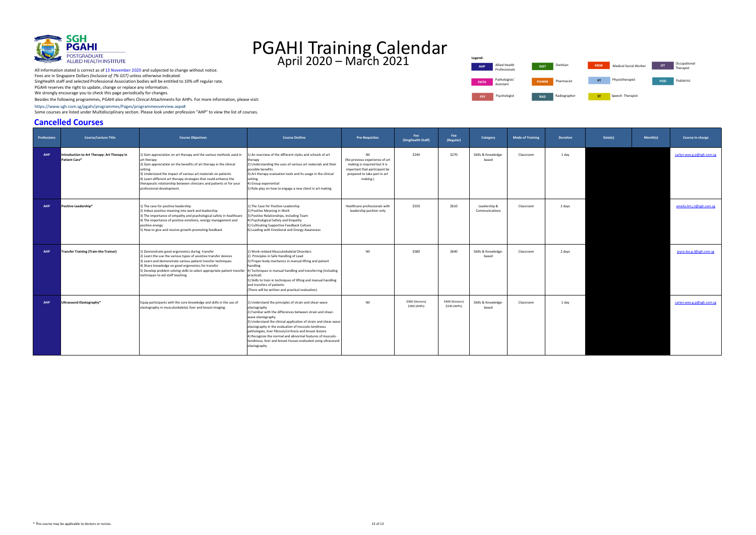# PGAHI Training Calendar

## April 2020 – March 2021

All information stated is correct as of 13 November 2020 and subjected to change without notice.
Fees are in Singapore Dollars *(inclusive of 7% GST)* unless otherwise indicated.
SingHealth staff and selected Professional Association bodies will be entitled to 10% off regular rate.
PGAHI reserves the right to update, change or replace any information.
We strongly encourage you to check this page periodically for changes.
Besides the following programmes, PGAHI also offers Clinical Attachments for AHPs. For more information, please visit:
https://www.sgh.com.sg/pgahi/programmes/Pages/programmeoverview.aspx#
Some courses are listed under Multidisciplinary section. Please look under profession "AHP" to view the list of courses.

**Legend:**

| | | | | | | | |
|---|---|---|---|---|---|---|---|
| AHP | Allied Health Professionals | DIET | Dietitian | MSW | Medical Social Worker | OT | Occupational Therapist |
| PATH | Pathologists' Assistant | PHARM | Pharmacist | PT | Physiotherapist | POD | Podiatrist |
| PSY | Psychologist | RAD | Radiographer | ST | Speech Therapist | | |

## Cancelled Courses

| Professions | Course/Lecture Title | Course Objectives | Course Outline | Pre-Requisites | Fee (SingHealth Staff) | Fee (Regular) | Category | Mode of Training | Duration | Date(s) | Month(s) | Course in-charge |
|---|---|---|---|---|---|---|---|---|---|---|---|---|
| AHP | **Introduction to Art Therapy: Art Therapy in Patient Care*** | 1) Gain appreciation on art therapy and the various methods used in art therapy<br>2) Gain appreciation on the benefits of art therapy in the clinical setting<br>3) Understand the impact of various art materials on patients<br>4) Learn different art therapy strategies that could enhance the therapeutic relationship between clinicians and patients or for your professional development. | 1) An overview of the different styles and schools of art therapy<br>2) Understanding the uses of various art materials and their possible benefits.<br>3) Art therapy evaluation tools and its usage in the clinical setting<br>4) Group experiential<br>5) Role play on how to engage a new client in art making | Nil<br>(No previous experience of art making is required but it is important that participant be prepared to take part in art making.) | $240 | $270 | Skills & Knowledge-based | Classroom | 1 day | | | carlyn.wee.g.p@sgh.com.sg |
| AHP | **Positive Leadership*** | 1) The case for positive leadership.<br>2) Imbue positive meaning into work and leadership.<br>3) The importance of empathy and psychological safety in healthcare<br>4) The importance of positive emotions, energy management and positive energy<br>5) How to give and receive growth-promoting feedback | 1) The Case for Positive Leadership<br>2) Positive Meaning in Work<br>3) Positive Relationships, including Team<br>4) Psychological Safety and Empathy<br>5) Cultivating Supportive Feedback Culture<br>6) Leading with Emotional and Energy Awareness | Healthcare professionals with leadership position only | $550 | $610 | Leadership & Communications | Classroom | 2 days | | | amelia.lim.j.t@sgh.com.sg |
| AHP | **Transfer Training (Train-the-Trainer)** | 1) Demonstrate good ergonomics during transfer<br>2) Learn the use the various types of assistive transfer devices<br>3) Learn and demonstrate various patient transfer techniques<br>4) Share knowledge on good ergonomics for transfer<br>5) Develop problem solving skills to select appropriate patient transfer techniques to aid staff teaching | 1) Work-related Musculoskeletal Disorders<br>2) Principles in Safe Handling of Load<br>3) Proper body mechanics in manual lifting and patient handling<br>4) Techniques in manual handling and transferring (including practical)<br>5) Skills to train in techniques of lifting and manual handling and transfers of patients<br>(There will be written and practical evaluation) | Nil | $580 | $640 | Skills & Knowledge-based | Classroom | 2 days | | | joyce.lee.g.l@sgh.com.sg |
| AHP | **Ultrasound Elastography*** | Equip participants with the core knowledge and skills in the use of elastography in musculoskeletal, liver and breast imaging. | 1) Understand the principles of strain and shear-wave elastography<br>2) Familiar with the differences between strain and shear-wave elastography<br>3) Understand the clinical application of strain and shear-wave elastography in the evaluation of musculo-tendinous pathologies, liver fibrosis/cirrhosis and breast lesions<br>4) Recognize the normal and abnormal features of musculo-tendinous, liver and breast tissues evaluated using ultrasound elastography | Nil | $360 (Doctors)<br>$300 (AHPs) | $400 (Doctors)<br>$330 (AHPs) | Skills & Knowledge-based | Classroom | 1 day | | | carlyn.wee.g.p@sgh.com.sg |

\* This course may be applicable to doctors or nurses.